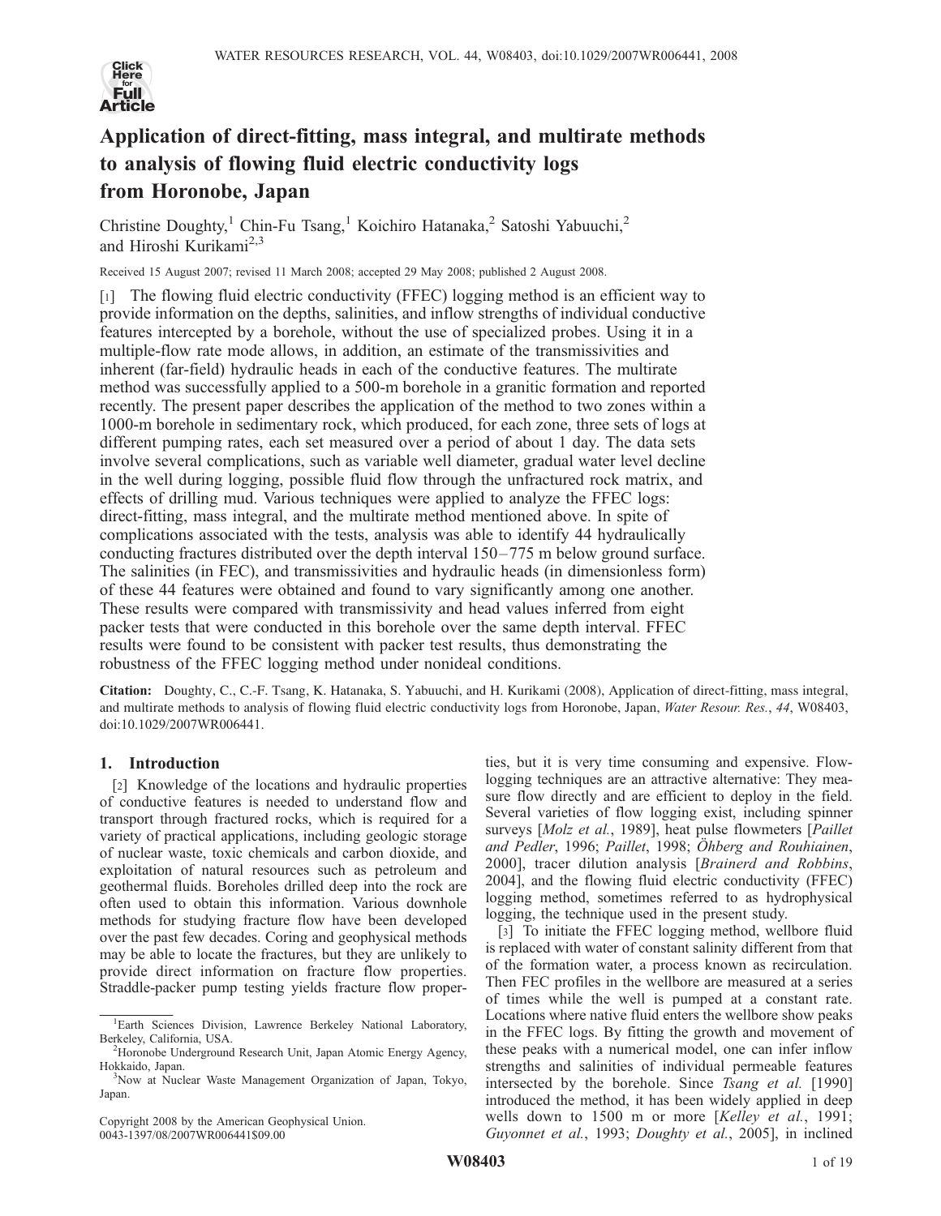# Application of direct-fitting, mass integral, and multirate methods to analysis of flowing fluid electric conductivity logs from Horonobe, Japan

Christine Doughty,[1] Chin-Fu Tsang,[1] Koichiro Hatanaka,[2] Satoshi Yabuuchi,[2] and Hiroshi Kurikami[2,3]

Received 15 August 2007; revised 11 March 2008; accepted 29 May 2008; published 2 August 2008.

[1] The flowing fluid electric conductivity (FFEC) logging method is an efficient way to provide information on the depths, salinities, and inflow strengths of individual conductive features intercepted by a borehole, without the use of specialized probes. Using it in a multiple-flow rate mode allows, in addition, an estimate of the transmissivities and inherent (far-field) hydraulic heads in each of the conductive features. The multirate method was successfully applied to a 500-m borehole in a granitic formation and reported recently. The present paper describes the application of the method to two zones within a 1000-m borehole in sedimentary rock, which produced, for each zone, three sets of logs at different pumping rates, each set measured over a period of about 1 day. The data sets involve several complications, such as variable well diameter, gradual water level decline in the well during logging, possible fluid flow through the unfractured rock matrix, and effects of drilling mud. Various techniques were applied to analyze the FFEC logs: direct-fitting, mass integral, and the multirate method mentioned above. In spite of complications associated with the tests, analysis was able to identify 44 hydraulically conducting fractures distributed over the depth interval 150–775 m below ground surface. The salinities (in FEC), and transmissivities and hydraulic heads (in dimensionless form) of these 44 features were obtained and found to vary significantly among one another. These results were compared with transmissivity and head values inferred from eight packer tests that were conducted in this borehole over the same depth interval. FFEC results were found to be consistent with packer test results, thus demonstrating the robustness of the FFEC logging method under nonideal conditions.

**Citation:** Doughty, C., C.-F. Tsang, K. Hatanaka, S. Yabuuchi, and H. Kurikami (2008), Application of direct-fitting, mass integral, and multirate methods to analysis of flowing fluid electric conductivity logs from Horonobe, Japan, *Water Resour. Res.*, *44*, W08403, doi:10.1029/2007WR006441.

## 1. Introduction

[2] Knowledge of the locations and hydraulic properties of conductive features is needed to understand flow and transport through fractured rocks, which is required for a variety of practical applications, including geologic storage of nuclear waste, toxic chemicals and carbon dioxide, and exploitation of natural resources such as petroleum and geothermal fluids. Boreholes drilled deep into the rock are often used to obtain this information. Various downhole methods for studying fracture flow have been developed over the past few decades. Coring and geophysical methods may be able to locate the fractures, but they are unlikely to provide direct information on fracture flow properties. Straddle-packer pump testing yields fracture flow properties, but it is very time consuming and expensive. Flow-logging techniques are an attractive alternative: They measure flow directly and are efficient to deploy in the field. Several varieties of flow logging exist, including spinner surveys [*Molz et al.*, 1989], heat pulse flowmeters [*Paillet and Pedler*, 1996; *Paillet*, 1998; *Öhberg and Rouhiainen*, 2000], tracer dilution analysis [*Brainerd and Robbins*, 2004], and the flowing fluid electric conductivity (FFEC) logging method, sometimes referred to as hydrophysical logging, the technique used in the present study.

[3] To initiate the FFEC logging method, wellbore fluid is replaced with water of constant salinity different from that of the formation water, a process known as recirculation. Then FEC profiles in the wellbore are measured at a series of times while the well is pumped at a constant rate. Locations where native fluid enters the wellbore show peaks in the FFEC logs. By fitting the growth and movement of these peaks with a numerical model, one can infer inflow strengths and salinities of individual permeable features intersected by the borehole. Since *Tsang et al.* [1990] introduced the method, it has been widely applied in deep wells down to 1500 m or more [*Kelley et al.*, 1991; *Guyonnet et al.*, 1993; *Doughty et al.*, 2005], in inclined

[1] Earth Sciences Division, Lawrence Berkeley National Laboratory, Berkeley, California, USA.

[2] Horonobe Underground Research Unit, Japan Atomic Energy Agency, Hokkaido, Japan.

[3] Now at Nuclear Waste Management Organization of Japan, Tokyo, Japan.

Copyright 2008 by the American Geophysical Union.
0043-1397/08/2007WR006441$09.00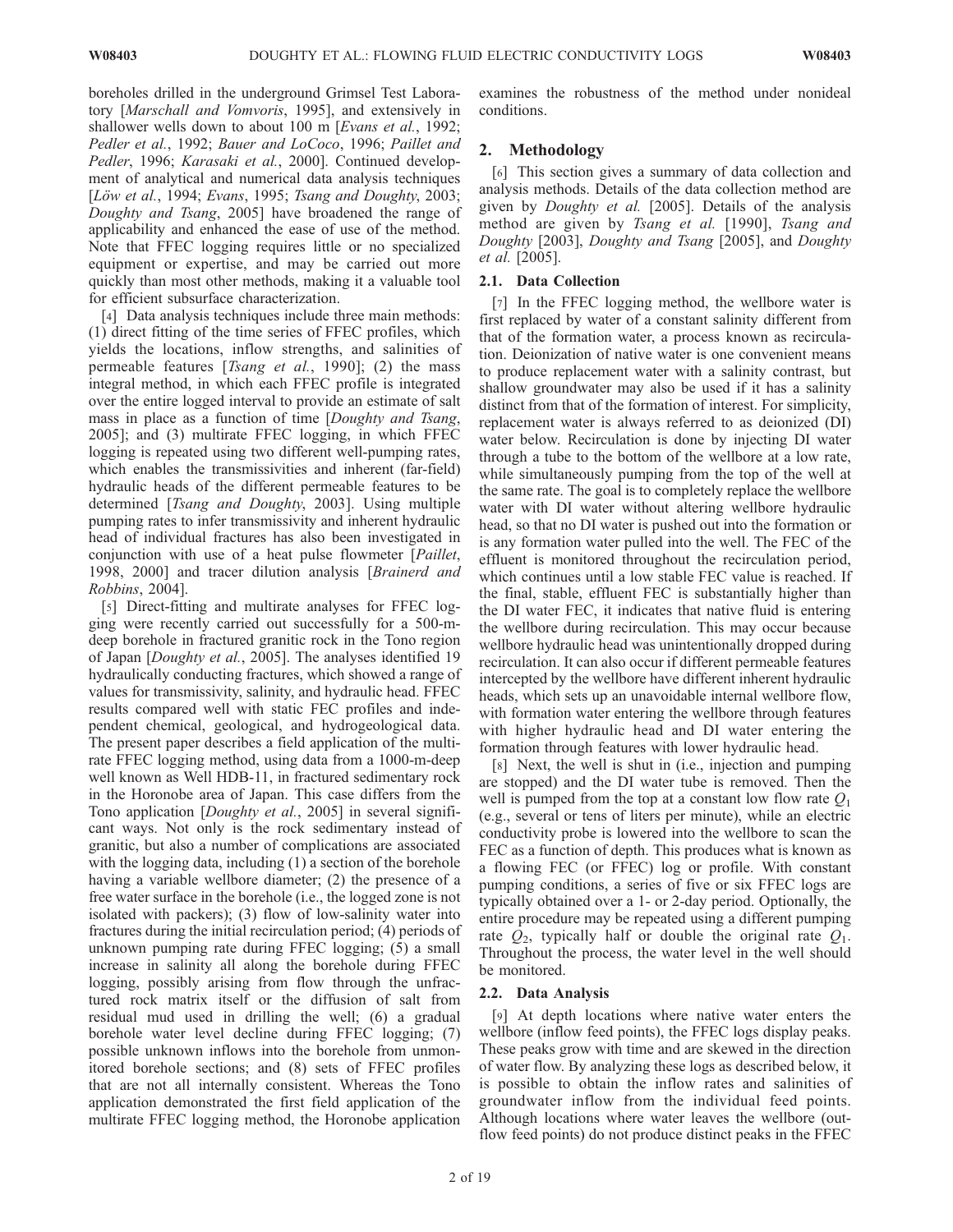boreholes drilled in the underground Grimsel Test Laboratory [*Marschall and Vomvoris*, 1995], and extensively in shallower wells down to about 100 m [*Evans et al.*, 1992; *Pedler et al.*, 1992; *Bauer and LoCoco*, 1996; *Paillet and Pedler*, 1996; *Karasaki et al.*, 2000]. Continued development of analytical and numerical data analysis techniques [*Löw et al.*, 1994; *Evans*, 1995; *Tsang and Doughty*, 2003; *Doughty and Tsang*, 2005] have broadened the range of applicability and enhanced the ease of use of the method. Note that FFEC logging requires little or no specialized equipment or expertise, and may be carried out more quickly than most other methods, making it a valuable tool for efficient subsurface characterization.

[4] Data analysis techniques include three main methods: (1) direct fitting of the time series of FFEC profiles, which yields the locations, inflow strengths, and salinities of permeable features [*Tsang et al.*, 1990]; (2) the mass integral method, in which each FFEC profile is integrated over the entire logged interval to provide an estimate of salt mass in place as a function of time [*Doughty and Tsang*, 2005]; and (3) multirate FFEC logging, in which FFEC logging is repeated using two different well-pumping rates, which enables the transmissivities and inherent (far-field) hydraulic heads of the different permeable features to be determined [*Tsang and Doughty*, 2003]. Using multiple pumping rates to infer transmissivity and inherent hydraulic head of individual fractures has also been investigated in conjunction with use of a heat pulse flowmeter [*Paillet*, 1998, 2000] and tracer dilution analysis [*Brainerd and Robbins*, 2004].

[5] Direct-fitting and multirate analyses for FFEC logging were recently carried out successfully for a 500-m-deep borehole in fractured granitic rock in the Tono region of Japan [*Doughty et al.*, 2005]. The analyses identified 19 hydraulically conducting fractures, which showed a range of values for transmissivity, salinity, and hydraulic head. FFEC results compared well with static FEC profiles and independent chemical, geological, and hydrogeological data. The present paper describes a field application of the multirate FFEC logging method, using data from a 1000-m-deep well known as Well HDB-11, in fractured sedimentary rock in the Horonobe area of Japan. This case differs from the Tono application [*Doughty et al.*, 2005] in several significant ways. Not only is the rock sedimentary instead of granitic, but also a number of complications are associated with the logging data, including (1) a section of the borehole having a variable wellbore diameter; (2) the presence of a free water surface in the borehole (i.e., the logged zone is not isolated with packers); (3) flow of low-salinity water into fractures during the initial recirculation period; (4) periods of unknown pumping rate during FFEC logging; (5) a small increase in salinity all along the borehole during FFEC logging, possibly arising from flow through the unfractured rock matrix itself or the diffusion of salt from residual mud used in drilling the well; (6) a gradual borehole water level decline during FFEC logging; (7) possible unknown inflows into the borehole from unmonitored borehole sections; and (8) sets of FFEC profiles that are not all internally consistent. Whereas the Tono application demonstrated the first field application of the multirate FFEC logging method, the Horonobe application examines the robustness of the method under nonideal conditions.

## 2. Methodology

[6] This section gives a summary of data collection and analysis methods. Details of the data collection method are given by *Doughty et al.* [2005]. Details of the analysis method are given by *Tsang et al.* [1990], *Tsang and Doughty* [2003], *Doughty and Tsang* [2005], and *Doughty et al.* [2005].

### 2.1. Data Collection

[7] In the FFEC logging method, the wellbore water is first replaced by water of a constant salinity different from that of the formation water, a process known as recirculation. Deionization of native water is one convenient means to produce replacement water with a salinity contrast, but shallow groundwater may also be used if it has a salinity distinct from that of the formation of interest. For simplicity, replacement water is always referred to as deionized (DI) water below. Recirculation is done by injecting DI water through a tube to the bottom of the wellbore at a low rate, while simultaneously pumping from the top of the well at the same rate. The goal is to completely replace the wellbore water with DI water without altering wellbore hydraulic head, so that no DI water is pushed out into the formation or is any formation water pulled into the well. The FEC of the effluent is monitored throughout the recirculation period, which continues until a low stable FEC value is reached. If the final, stable, effluent FEC is substantially higher than the DI water FEC, it indicates that native fluid is entering the wellbore during recirculation. This may occur because wellbore hydraulic head was unintentionally dropped during recirculation. It can also occur if different permeable features intercepted by the wellbore have different inherent hydraulic heads, which sets up an unavoidable internal wellbore flow, with formation water entering the wellbore through features with higher hydraulic head and DI water entering the formation through features with lower hydraulic head.

[8] Next, the well is shut in (i.e., injection and pumping are stopped) and the DI water tube is removed. Then the well is pumped from the top at a constant low flow rate $Q_1$ (e.g., several or tens of liters per minute), while an electric conductivity probe is lowered into the wellbore to scan the FEC as a function of depth. This produces what is known as a flowing FEC (or FFEC) log or profile. With constant pumping conditions, a series of five or six FFEC logs are typically obtained over a 1- or 2-day period. Optionally, the entire procedure may be repeated using a different pumping rate $Q_2$, typically half or double the original rate $Q_1$. Throughout the process, the water level in the well should be monitored.

### 2.2. Data Analysis

[9] At depth locations where native water enters the wellbore (inflow feed points), the FFEC logs display peaks. These peaks grow with time and are skewed in the direction of water flow. By analyzing these logs as described below, it is possible to obtain the inflow rates and salinities of groundwater inflow from the individual feed points. Although locations where water leaves the wellbore (outflow feed points) do not produce distinct peaks in the FFEC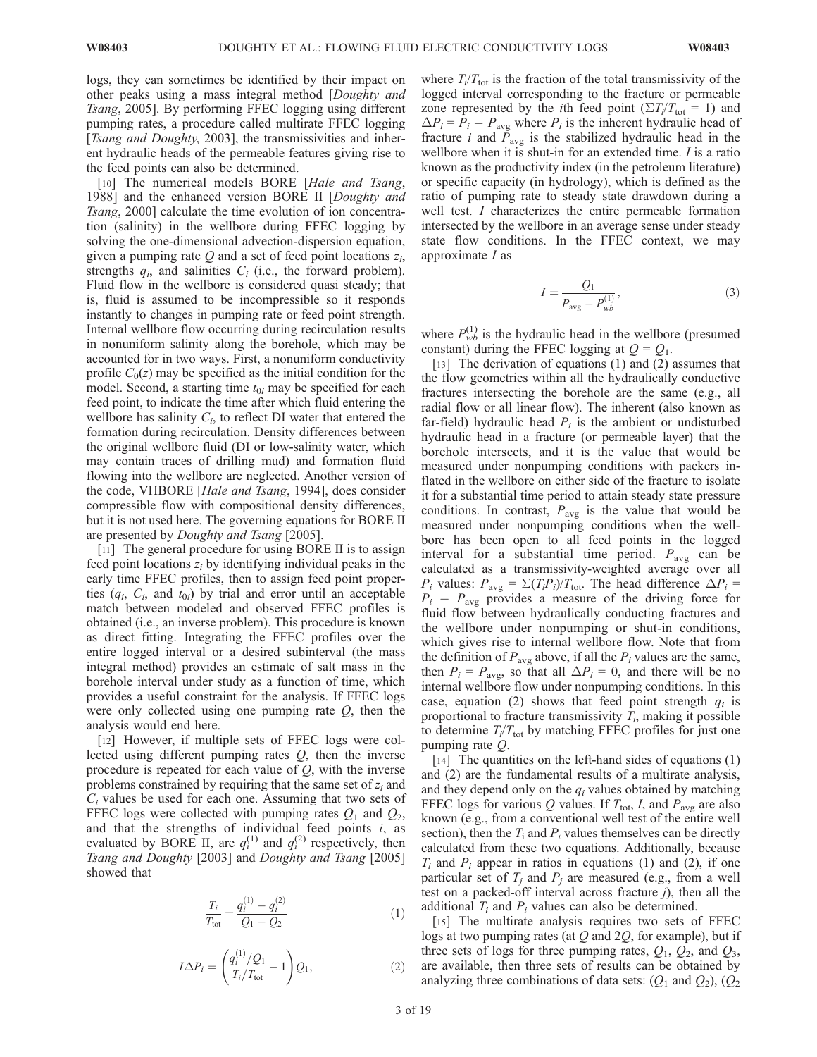logs, they can sometimes be identified by their impact on other peaks using a mass integral method [*Doughty and Tsang*, 2005]. By performing FFEC logging using different pumping rates, a procedure called multirate FFEC logging [*Tsang and Doughty*, 2003], the transmissivities and inherent hydraulic heads of the permeable features giving rise to the feed points can also be determined.

[10] The numerical models BORE [*Hale and Tsang*, 1988] and the enhanced version BORE II [*Doughty and Tsang*, 2000] calculate the time evolution of ion concentration (salinity) in the wellbore during FFEC logging by solving the one-dimensional advection-dispersion equation, given a pumping rate $Q$ and a set of feed point locations $z_i$, strengths $q_i$, and salinities $C_i$ (i.e., the forward problem). Fluid flow in the wellbore is considered quasi steady; that is, fluid is assumed to be incompressible so it responds instantly to changes in pumping rate or feed point strength. Internal wellbore flow occurring during recirculation results in nonuniform salinity along the borehole, which may be accounted for in two ways. First, a nonuniform conductivity profile $C_0(z)$ may be specified as the initial condition for the model. Second, a starting time $t_{0i}$ may be specified for each feed point, to indicate the time after which fluid entering the wellbore has salinity $C_i$, to reflect DI water that entered the formation during recirculation. Density differences between the original wellbore fluid (DI or low-salinity water, which may contain traces of drilling mud) and formation fluid flowing into the wellbore are neglected. Another version of the code, VHBORE [*Hale and Tsang*, 1994], does consider compressible flow with compositional density differences, but it is not used here. The governing equations for BORE II are presented by *Doughty and Tsang* [2005].

[11] The general procedure for using BORE II is to assign feed point locations $z_i$ by identifying individual peaks in the early time FFEC profiles, then to assign feed point properties ($q_i$, $C_i$, and $t_{0i}$) by trial and error until an acceptable match between modeled and observed FFEC profiles is obtained (i.e., an inverse problem). This procedure is known as direct fitting. Integrating the FFEC profiles over the entire logged interval or a desired subinterval (the mass integral method) provides an estimate of salt mass in the borehole interval under study as a function of time, which provides a useful constraint for the analysis. If FFEC logs were only collected using one pumping rate $Q$, then the analysis would end here.

[12] However, if multiple sets of FFEC logs were collected using different pumping rates $Q$, then the inverse procedure is repeated for each value of $Q$, with the inverse problems constrained by requiring that the same set of $z_i$ and $C_i$ values be used for each one. Assuming that two sets of FFEC logs were collected with pumping rates $Q_1$ and $Q_2$, and that the strengths of individual feed points $i$, as evaluated by BORE II, are $q_i^{(1)}$ and $q_i^{(2)}$ respectively, then *Tsang and Doughty* [2003] and *Doughty and Tsang* [2005] showed that

$$\frac{T_i}{T_{\mathrm{tot}}} = \frac{q_i^{(1)} - q_i^{(2)}}{Q_1 - Q_2} \tag{1}$$

$$I\Delta P_i = \left(\frac{q_i^{(1)}/Q_1}{T_i/T_{\mathrm{tot}}} - 1\right)Q_1, \tag{2}$$

where $T_i/T_{\mathrm{tot}}$ is the fraction of the total transmissivity of the logged interval corresponding to the fracture or permeable zone represented by the $i$th feed point ($\Sigma T_i/T_{\mathrm{tot}} = 1$) and $\Delta P_i = P_i - P_{\mathrm{avg}}$ where $P_i$ is the inherent hydraulic head of fracture $i$ and $P_{\mathrm{avg}}$ is the stabilized hydraulic head in the wellbore when it is shut-in for an extended time. $I$ is a ratio known as the productivity index (in the petroleum literature) or specific capacity (in hydrology), which is defined as the ratio of pumping rate to steady state drawdown during a well test. $I$ characterizes the entire permeable formation intersected by the wellbore in an average sense under steady state flow conditions. In the FFEC context, we may approximate $I$ as

$$I = \frac{Q_1}{P_{\mathrm{avg}} - P_{wb}^{(1)}}, \tag{3}$$

where $P_{wb}^{(1)}$ is the hydraulic head in the wellbore (presumed constant) during the FFEC logging at $Q = Q_1$.

[13] The derivation of equations (1) and (2) assumes that the flow geometries within all the hydraulically conductive fractures intersecting the borehole are the same (e.g., all radial flow or all linear flow). The inherent (also known as far-field) hydraulic head $P_i$ is the ambient or undisturbed hydraulic head in a fracture (or permeable layer) that the borehole intersects, and it is the value that would be measured under nonpumping conditions with packers inflated in the wellbore on either side of the fracture to isolate it for a substantial time period to attain steady state pressure conditions. In contrast, $P_{\mathrm{avg}}$ is the value that would be measured under nonpumping conditions when the wellbore has been open to all feed points in the logged interval for a substantial time period. $P_{\mathrm{avg}}$ can be calculated as a transmissivity-weighted average over all $P_i$ values: $P_{\mathrm{avg}} = \Sigma(T_iP_i)/T_{\mathrm{tot}}$. The head difference $\Delta P_i = P_i - P_{\mathrm{avg}}$ provides a measure of the driving force for fluid flow between hydraulically conducting fractures and the wellbore under nonpumping or shut-in conditions, which gives rise to internal wellbore flow. Note that from the definition of $P_{\mathrm{avg}}$ above, if all the $P_i$ values are the same, then $P_i = P_{\mathrm{avg}}$, so that all $\Delta P_i = 0$, and there will be no internal wellbore flow under nonpumping conditions. In this case, equation (2) shows that feed point strength $q_i$ is proportional to fracture transmissivity $T_i$, making it possible to determine $T_i/T_{\mathrm{tot}}$ by matching FFEC profiles for just one pumping rate $Q$.

[14] The quantities on the left-hand sides of equations (1) and (2) are the fundamental results of a multirate analysis, and they depend only on the $q_i$ values obtained by matching FFEC logs for various $Q$ values. If $T_{\mathrm{tot}}$, $I$, and $P_{\mathrm{avg}}$ are also known (e.g., from a conventional well test of the entire well section), then the $T_i$ and $P_i$ values themselves can be directly calculated from these two equations. Additionally, because $T_i$ and $P_i$ appear in ratios in equations (1) and (2), if one particular set of $T_j$ and $P_j$ are measured (e.g., from a well test on a packed-off interval across fracture $j$), then all the additional $T_i$ and $P_i$ values can also be determined.

[15] The multirate analysis requires two sets of FFEC logs at two pumping rates (at $Q$ and $2Q$, for example), but if three sets of logs for three pumping rates, $Q_1$, $Q_2$, and $Q_3$, are available, then three sets of results can be obtained by analyzing three combinations of data sets: ($Q_1$ and $Q_2$), ($Q_2$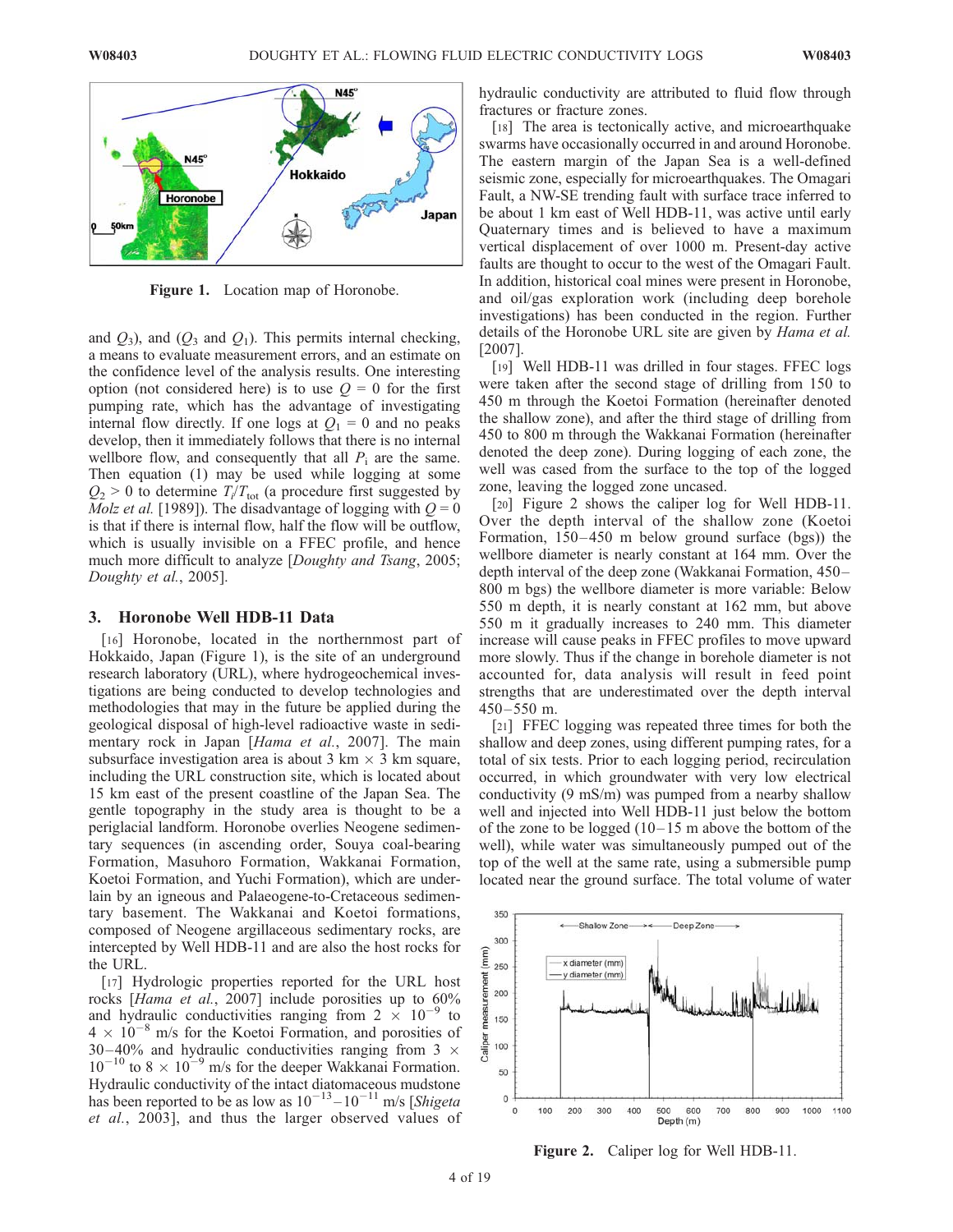Figure 1. Location map of Horonobe.

and ($Q_3$), and ($Q_3$ and $Q_1$). This permits internal checking, a means to evaluate measurement errors, and an estimate on the confidence level of the analysis results. One interesting option (not considered here) is to use $Q = 0$ for the first pumping rate, which has the advantage of investigating internal flow directly. If one logs at $Q_1 = 0$ and no peaks develop, then it immediately follows that there is no internal wellbore flow, and consequently that all $P_i$ are the same. Then equation (1) may be used while logging at some $Q_2 > 0$ to determine $T_i/T_{tot}$ (a procedure first suggested by *Molz et al.* [1989]). The disadvantage of logging with $Q = 0$ is that if there is internal flow, half the flow will be outflow, which is usually invisible on a FFEC profile, and hence much more difficult to analyze [*Doughty and Tsang*, 2005; *Doughty et al.*, 2005].

## 3. Horonobe Well HDB-11 Data

[16] Horonobe, located in the northernmost part of Hokkaido, Japan (Figure 1), is the site of an underground research laboratory (URL), where hydrogeochemical investigations are being conducted to develop technologies and methodologies that may in the future be applied during the geological disposal of high-level radioactive waste in sedimentary rock in Japan [*Hama et al.*, 2007]. The main subsurface investigation area is about 3 km × 3 km square, including the URL construction site, which is located about 15 km east of the present coastline of the Japan Sea. The gentle topography in the study area is thought to be a periglacial landform. Horonobe overlies Neogene sedimentary sequences (in ascending order, Souya coal-bearing Formation, Masuhoro Formation, Wakkanai Formation, Koetoi Formation, and Yuchi Formation), which are underlain by an igneous and Palaeogene-to-Cretaceous sedimentary basement. The Wakkanai and Koetoi formations, composed of Neogene argillaceous sedimentary rocks, are intercepted by Well HDB-11 and are also the host rocks for the URL.

[17] Hydrologic properties reported for the URL host rocks [*Hama et al.*, 2007] include porosities up to 60% and hydraulic conductivities ranging from $2 \times 10^{-9}$ to $4 \times 10^{-8}$ m/s for the Koetoi Formation, and porosities of 30–40% and hydraulic conductivities ranging from $3 \times 10^{-10}$ to $8 \times 10^{-9}$ m/s for the deeper Wakkanai Formation. Hydraulic conductivity of the intact diatomaceous mudstone has been reported to be as low as $10^{-13}$–$10^{-11}$ m/s [*Shigeta et al.*, 2003], and thus the larger observed values of hydraulic conductivity are attributed to fluid flow through fractures or fracture zones.

[18] The area is tectonically active, and microearthquake swarms have occasionally occurred in and around Horonobe. The eastern margin of the Japan Sea is a well-defined seismic zone, especially for microearthquakes. The Omagari Fault, a NW-SE trending fault with surface trace inferred to be about 1 km east of Well HDB-11, was active until early Quaternary times and is believed to have a maximum vertical displacement of over 1000 m. Present-day active faults are thought to occur to the west of the Omagari Fault. In addition, historical coal mines were present in Horonobe, and oil/gas exploration work (including deep borehole investigations) has been conducted in the region. Further details of the Horonobe URL site are given by *Hama et al.* [2007].

[19] Well HDB-11 was drilled in four stages. FFEC logs were taken after the second stage of drilling from 150 to 450 m through the Koetoi Formation (hereinafter denoted the shallow zone), and after the third stage of drilling from 450 to 800 m through the Wakkanai Formation (hereinafter denoted the deep zone). During logging of each zone, the well was cased from the surface to the top of the logged zone, leaving the logged zone uncased.

[20] Figure 2 shows the caliper log for Well HDB-11. Over the depth interval of the shallow zone (Koetoi Formation, 150–450 m below ground surface (bgs)) the wellbore diameter is nearly constant at 164 mm. Over the depth interval of the deep zone (Wakkanai Formation, 450–800 m bgs) the wellbore diameter is more variable: Below 550 m depth, it is nearly constant at 162 mm, but above 550 m it gradually increases to 240 mm. This diameter increase will cause peaks in FFEC profiles to move upward more slowly. Thus if the change in borehole diameter is not accounted for, data analysis will result in feed point strengths that are underestimated over the depth interval 450–550 m.

[21] FFEC logging was repeated three times for both the shallow and deep zones, using different pumping rates, for a total of six tests. Prior to each logging period, recirculation occurred, in which groundwater with very low electrical conductivity (9 mS/m) was pumped from a nearby shallow well and injected into Well HDB-11 just below the bottom of the zone to be logged (10–15 m above the bottom of the well), while water was simultaneously pumped out of the top of the well at the same rate, using a submersible pump located near the ground surface. The total volume of water

Figure 2. Caliper log for Well HDB-11.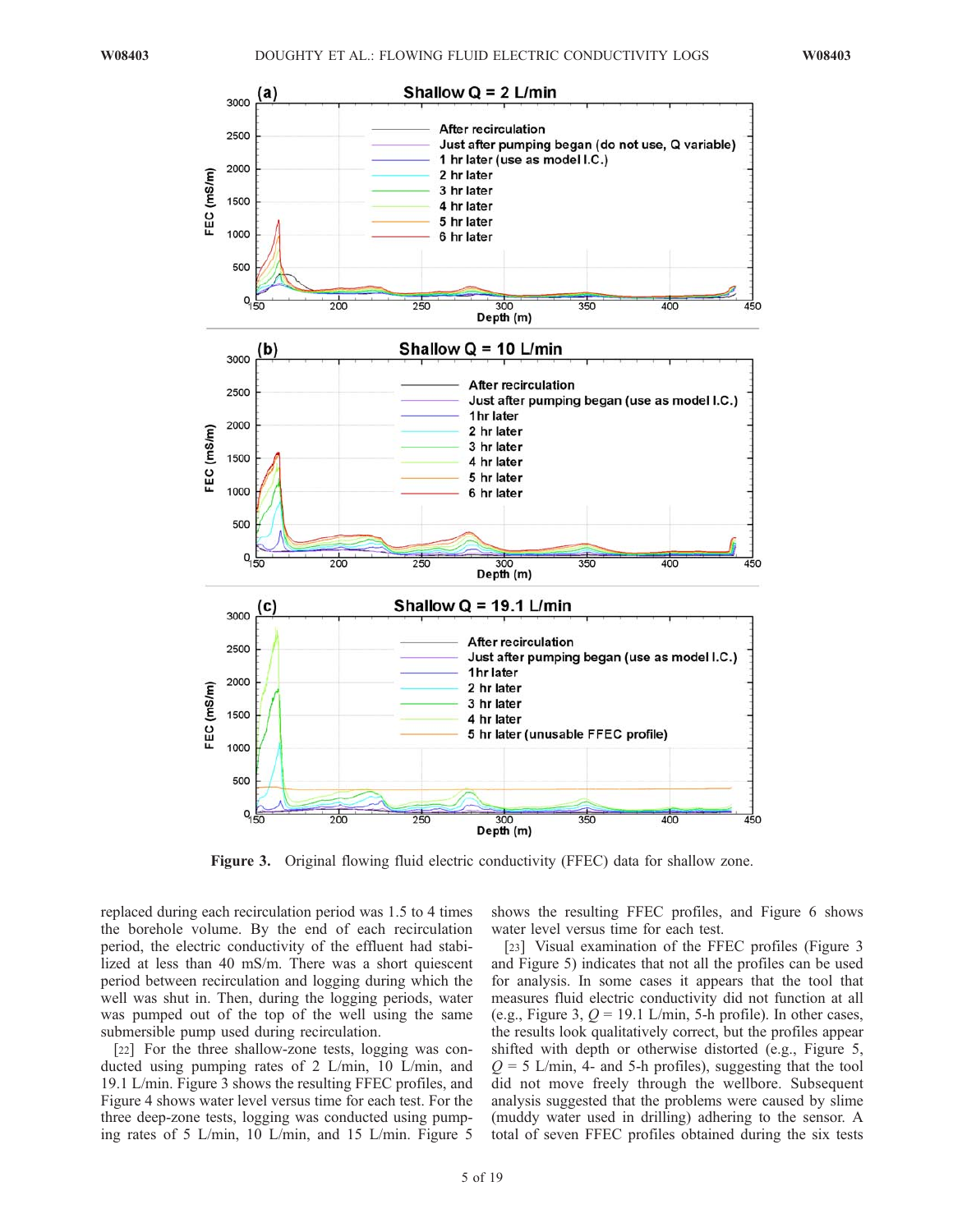Figure 3. Original flowing fluid electric conductivity (FFEC) data for shallow zone.

replaced during each recirculation period was 1.5 to 4 times the borehole volume. By the end of each recirculation period, the electric conductivity of the effluent had stabilized at less than 40 mS/m. There was a short quiescent period between recirculation and logging during which the well was shut in. Then, during the logging periods, water was pumped out of the top of the well using the same submersible pump used during recirculation.

[22] For the three shallow-zone tests, logging was conducted using pumping rates of 2 L/min, 10 L/min, and 19.1 L/min. Figure 3 shows the resulting FFEC profiles, and Figure 4 shows water level versus time for each test. For the three deep-zone tests, logging was conducted using pumping rates of 5 L/min, 10 L/min, and 15 L/min. Figure 5 shows the resulting FFEC profiles, and Figure 6 shows water level versus time for each test.

[23] Visual examination of the FFEC profiles (Figure 3 and Figure 5) indicates that not all the profiles can be used for analysis. In some cases it appears that the tool that measures fluid electric conductivity did not function at all (e.g., Figure 3, $Q$ = 19.1 L/min, 5-h profile). In other cases, the results look qualitatively correct, but the profiles appear shifted with depth or otherwise distorted (e.g., Figure 5, $Q$ = 5 L/min, 4- and 5-h profiles), suggesting that the tool did not move freely through the wellbore. Subsequent analysis suggested that the problems were caused by slime (muddy water used in drilling) adhering to the sensor. A total of seven FFEC profiles obtained during the six tests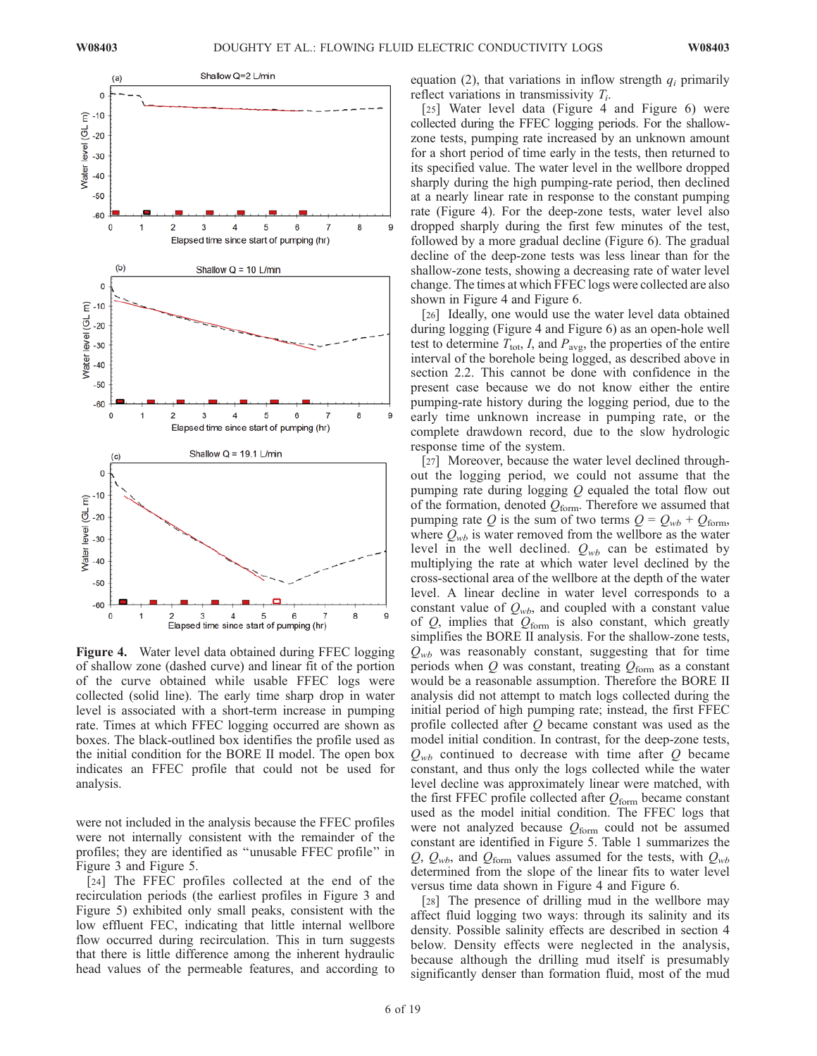Figure 4. Water level data obtained during FFEC logging of shallow zone (dashed curve) and linear fit of the portion of the curve obtained while usable FFEC logs were collected (solid line). The early time sharp drop in water level is associated with a short-term increase in pumping rate. Times at which FFEC logging occurred are shown as boxes. The black-outlined box identifies the profile used as the initial condition for the BORE II model. The open box indicates an FFEC profile that could not be used for analysis.

were not included in the analysis because the FFEC profiles were not internally consistent with the remainder of the profiles; they are identified as "unusable FFEC profile" in Figure 3 and Figure 5.

[24] The FFEC profiles collected at the end of the recirculation periods (the earliest profiles in Figure 3 and Figure 5) exhibited only small peaks, consistent with the low effluent FEC, indicating that little internal wellbore flow occurred during recirculation. This in turn suggests that there is little difference among the inherent hydraulic head values of the permeable features, and according to equation (2), that variations in inflow strength $q_i$ primarily reflect variations in transmissivity $T_i$.

[25] Water level data (Figure 4 and Figure 6) were collected during the FFEC logging periods. For the shallow-zone tests, pumping rate increased by an unknown amount for a short period of time early in the tests, then returned to its specified value. The water level in the wellbore dropped sharply during the high pumping-rate period, then declined at a nearly linear rate in response to the constant pumping rate (Figure 4). For the deep-zone tests, water level also dropped sharply during the first few minutes of the test, followed by a more gradual decline (Figure 6). The gradual decline of the deep-zone tests was less linear than for the shallow-zone tests, showing a decreasing rate of water level change. The times at which FFEC logs were collected are also shown in Figure 4 and Figure 6.

[26] Ideally, one would use the water level data obtained during logging (Figure 4 and Figure 6) as an open-hole well test to determine $T_{tot}$, $I$, and $P_{avg}$, the properties of the entire interval of the borehole being logged, as described above in section 2.2. This cannot be done with confidence in the present case because we do not know either the entire pumping-rate history during the logging period, due to the early time unknown increase in pumping rate, or the complete drawdown record, due to the slow hydrologic response time of the system.

[27] Moreover, because the water level declined throughout the logging period, we could not assume that the pumping rate during logging $Q$ equaled the total flow out of the formation, denoted $Q_{form}$. Therefore we assumed that pumping rate $Q$ is the sum of two terms $Q = Q_{wb} + Q_{form}$, where $Q_{wb}$ is water removed from the wellbore as the water level in the well declined. $Q_{wb}$ can be estimated by multiplying the rate at which water level declined by the cross-sectional area of the wellbore at the depth of the water level. A linear decline in water level corresponds to a constant value of $Q_{wb}$, and coupled with a constant value of $Q$, implies that $Q_{form}$ is also constant, which greatly simplifies the BORE II analysis. For the shallow-zone tests, $Q_{wb}$ was reasonably constant, suggesting that for time periods when $Q$ was constant, treating $Q_{form}$ as a constant would be a reasonable assumption. Therefore the BORE II analysis did not attempt to match logs collected during the initial period of high pumping rate; instead, the first FFEC profile collected after $Q$ became constant was used as the model initial condition. In contrast, for the deep-zone tests, $Q_{wb}$ continued to decrease with time after $Q$ became constant, and thus only the logs collected while the water level decline was approximately linear were matched, with the first FFEC profile collected after $Q_{form}$ became constant used as the model initial condition. The FFEC logs that were not analyzed because $Q_{form}$ could not be assumed constant are identified in Figure 5. Table 1 summarizes the $Q$, $Q_{wb}$, and $Q_{form}$ values assumed for the tests, with $Q_{wb}$ determined from the slope of the linear fits to water level versus time data shown in Figure 4 and Figure 6.

[28] The presence of drilling mud in the wellbore may affect fluid logging two ways: through its salinity and its density. Possible salinity effects are described in section 4 below. Density effects were neglected in the analysis, because although the drilling mud itself is presumably significantly denser than formation fluid, most of the mud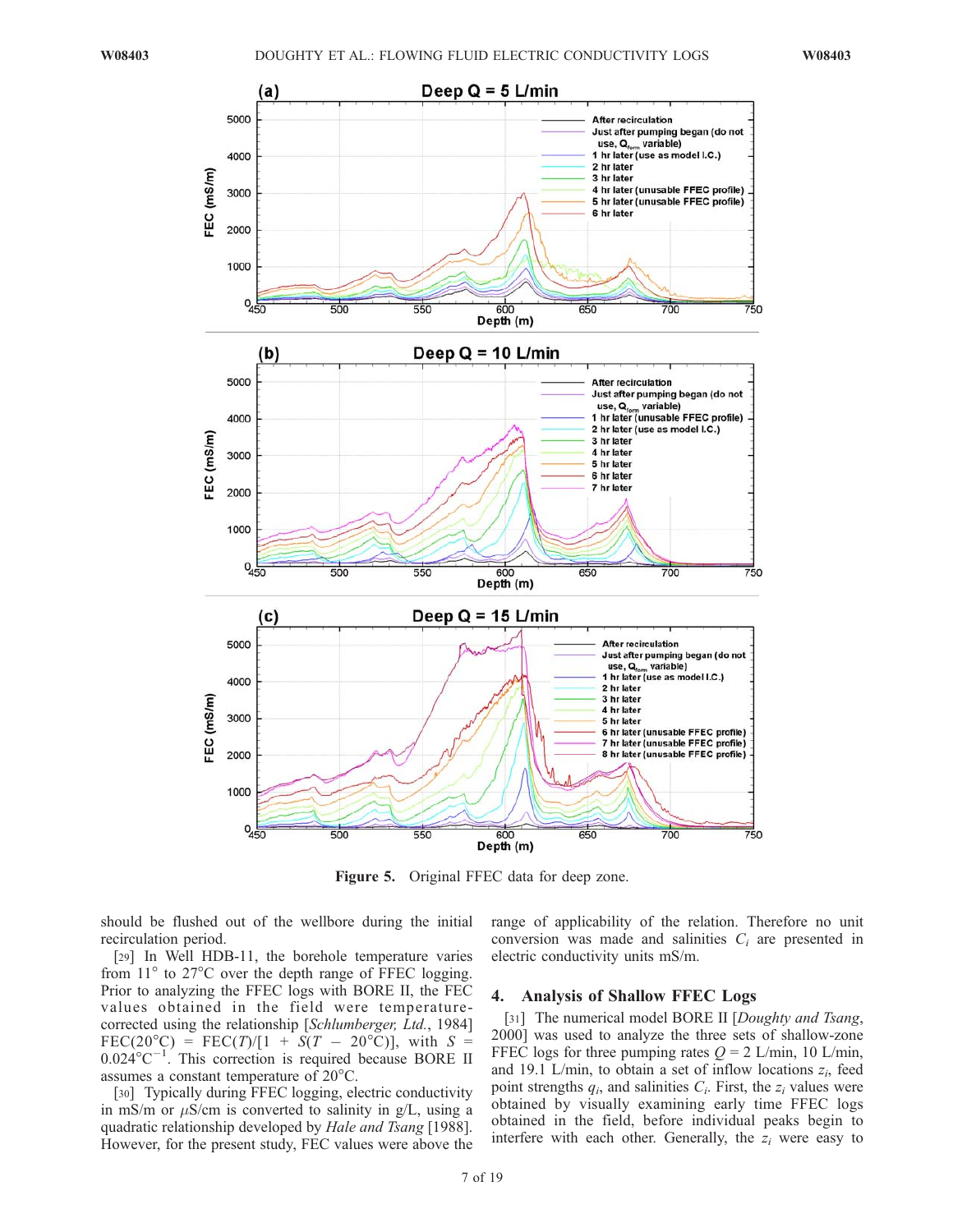Figure 5. Original FFEC data for deep zone.

should be flushed out of the wellbore during the initial recirculation period.

[29] In Well HDB-11, the borehole temperature varies from 11° to 27°C over the depth range of FFEC logging. Prior to analyzing the FFEC logs with BORE II, the FEC values obtained in the field were temperature-corrected using the relationship [*Schlumberger, Ltd.*, 1984] FEC(20°C) = FEC($T$)/[1 + $S$($T$ − 20°C)], with $S$ = 0.024°C$^{-1}$. This correction is required because BORE II assumes a constant temperature of 20°C.

[30] Typically during FFEC logging, electric conductivity in mS/m or $\mu$S/cm is converted to salinity in g/L, using a quadratic relationship developed by *Hale and Tsang* [1988]. However, for the present study, FEC values were above the range of applicability of the relation. Therefore no unit conversion was made and salinities $C_i$ are presented in electric conductivity units mS/m.

## 4. Analysis of Shallow FFEC Logs

[31] The numerical model BORE II [*Doughty and Tsang*, 2000] was used to analyze the three sets of shallow-zone FFEC logs for three pumping rates $Q$ = 2 L/min, 10 L/min, and 19.1 L/min, to obtain a set of inflow locations $z_i$, feed point strengths $q_i$, and salinities $C_i$. First, the $z_i$ values were obtained by visually examining early time FFEC logs obtained in the field, before individual peaks begin to interfere with each other. Generally, the $z_i$ were easy to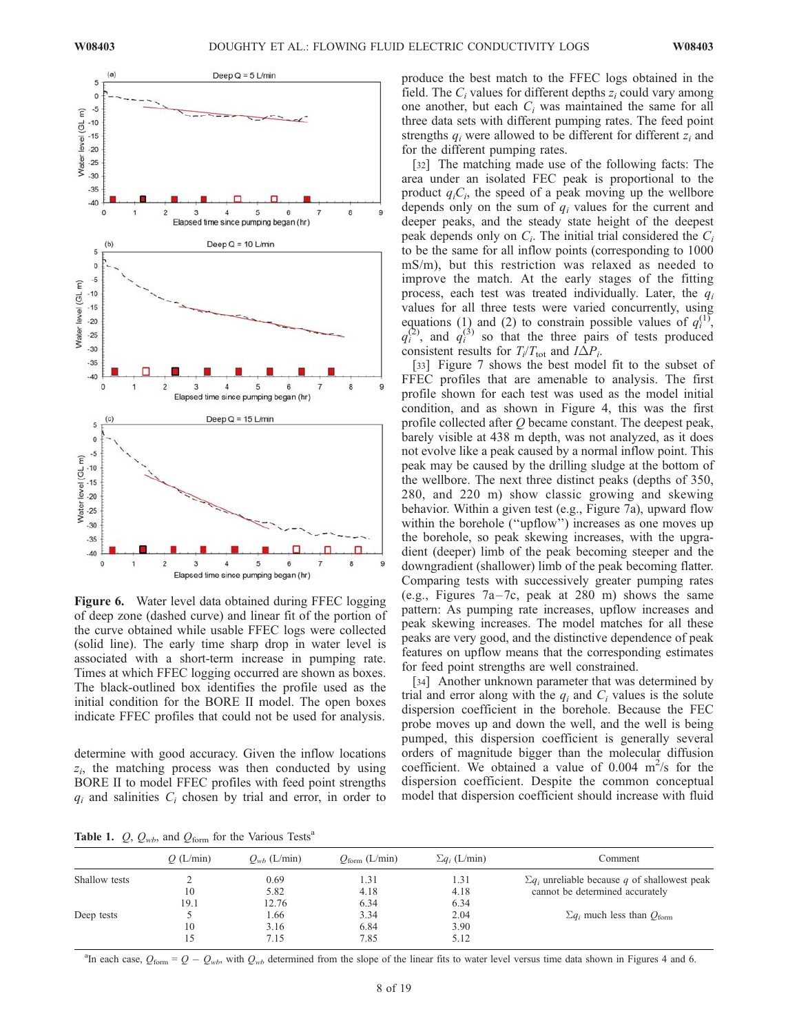**Figure 6.** Water level data obtained during FFEC logging of deep zone (dashed curve) and linear fit of the portion of the curve obtained while usable FFEC logs were collected (solid line). The early time sharp drop in water level is associated with a short-term increase in pumping rate. Times at which FFEC logging occurred are shown as boxes. The black-outlined box identifies the profile used as the initial condition for the BORE II model. The open boxes indicate FFEC profiles that could not be used for analysis.

determine with good accuracy. Given the inflow locations $z_i$, the matching process was then conducted by using BORE II to model FFEC profiles with feed point strengths $q_i$ and salinities $C_i$ chosen by trial and error, in order to produce the best match to the FFEC logs obtained in the field. The $C_i$ values for different depths $z_i$ could vary among one another, but each $C_i$ was maintained the same for all three data sets with different pumping rates. The feed point strengths $q_i$ were allowed to be different for different $z_i$ and for the different pumping rates.

[32] The matching made use of the following facts: The area under an isolated FEC peak is proportional to the product $q_iC_i$, the speed of a peak moving up the wellbore depends only on the sum of $q_i$ values for the current and deeper peaks, and the steady state height of the deepest peak depends only on $C_i$. The initial trial considered the $C_i$ to be the same for all inflow points (corresponding to 1000 mS/m), but this restriction was relaxed as needed to improve the match. At the early stages of the fitting process, each test was treated individually. Later, the $q_i$ values for all three tests were varied concurrently, using equations (1) and (2) to constrain possible values of $q_i^{(1)}$, $q_i^{(2)}$, and $q_i^{(3)}$ so that the three pairs of tests produced consistent results for $T_i/T_{tot}$ and $I\Delta P_i$.

[33] Figure 7 shows the best model fit to the subset of FFEC profiles that are amenable to analysis. The first profile shown for each test was used as the model initial condition, and as shown in Figure 4, this was the first profile collected after $Q$ became constant. The deepest peak, barely visible at 438 m depth, was not analyzed, as it does not evolve like a peak caused by a normal inflow point. This peak may be caused by the drilling sludge at the bottom of the wellbore. The next three distinct peaks (depths of 350, 280, and 220 m) show classic growing and skewing behavior. Within a given test (e.g., Figure 7a), upward flow within the borehole ("upflow") increases as one moves up the borehole, so peak skewing increases, with the upgradient (deeper) limb of the peak becoming steeper and the downgradient (shallower) limb of the peak becoming flatter. Comparing tests with successively greater pumping rates (e.g., Figures 7a–7c, peak at 280 m) shows the same pattern: As pumping rate increases, upflow increases and peak skewing increases. The model matches for all these peaks are very good, and the distinctive dependence of peak features on upflow means that the corresponding estimates for feed point strengths are well constrained.

[34] Another unknown parameter that was determined by trial and error along with the $q_i$ and $C_i$ values is the solute dispersion coefficient in the borehole. Because the FEC probe moves up and down the well, and the well is being pumped, this dispersion coefficient is generally several orders of magnitude bigger than the molecular diffusion coefficient. We obtained a value of 0.004 $m^2/s$ for the dispersion coefficient. Despite the common conceptual model that dispersion coefficient should increase with fluid

**Table 1.** $Q$, $Q_{wb}$, and $Q_{form}$ for the Various Tests[a]

| | $Q$ (L/min) | $Q_{wb}$ (L/min) | $Q_{form}$ (L/min) | $\Sigma q_i$ (L/min) | Comment |
|---|---|---|---|---|---|
| Shallow tests | 2 | 0.69 | 1.31 | 1.31 | $\Sigma q_i$ unreliable because $q$ of shallowest peak cannot be determined accurately |
| | 10 | 5.82 | 4.18 | 4.18 | |
| | 19.1 | 12.76 | 6.34 | 6.34 | |
| Deep tests | 5 | 1.66 | 3.34 | 2.04 | $\Sigma q_i$ much less than $Q_{form}$ |
| | 10 | 3.16 | 6.84 | 3.90 | |
| | 15 | 7.15 | 7.85 | 5.12 | |

[a]In each case, $Q_{form} = Q - Q_{wb}$, with $Q_{wb}$ determined from the slope of the linear fits to water level versus time data shown in Figures 4 and 6.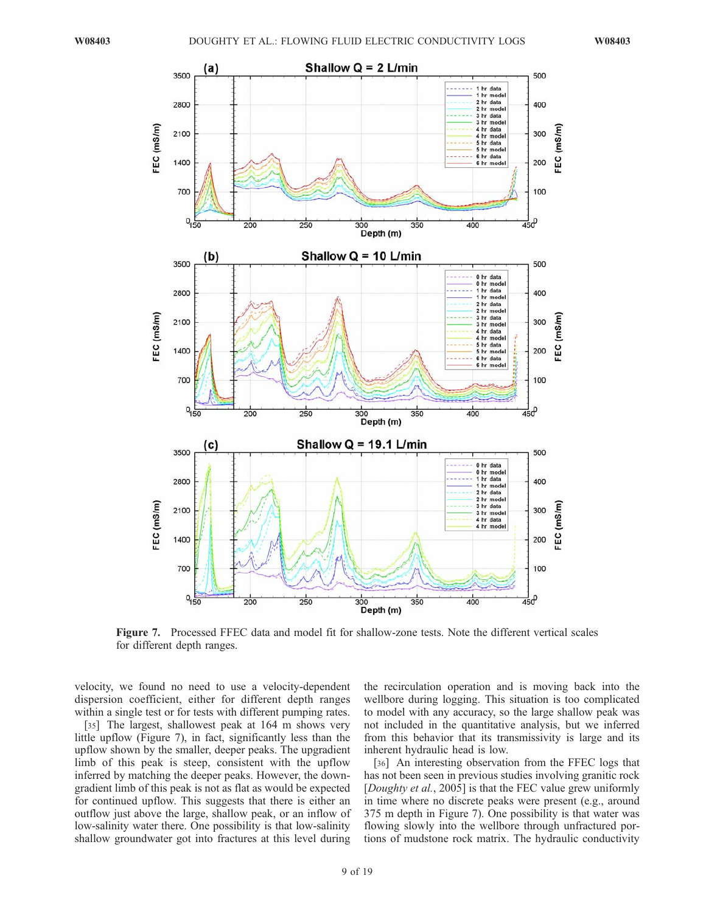**Figure 7.** Processed FFEC data and model fit for shallow-zone tests. Note the different vertical scales for different depth ranges.

velocity, we found no need to use a velocity-dependent dispersion coefficient, either for different depth ranges within a single test or for tests with different pumping rates.

[35] The largest, shallowest peak at 164 m shows very little upflow (Figure 7), in fact, significantly less than the upflow shown by the smaller, deeper peaks. The upgradient limb of this peak is steep, consistent with the upflow inferred by matching the deeper peaks. However, the downgradient limb of this peak is not as flat as would be expected for continued upflow. This suggests that there is either an outflow just above the large, shallow peak, or an inflow of low-salinity water there. One possibility is that low-salinity shallow groundwater got into fractures at this level during the recirculation operation and is moving back into the wellbore during logging. This situation is too complicated to model with any accuracy, so the large shallow peak was not included in the quantitative analysis, but we inferred from this behavior that its transmissivity is large and its inherent hydraulic head is low.

[36] An interesting observation from the FFEC logs that has not been seen in previous studies involving granitic rock [*Doughty et al.*, 2005] is that the FEC value grew uniformly in time where no discrete peaks were present (e.g., around 375 m depth in Figure 7). One possibility is that water was flowing slowly into the wellbore through unfractured portions of mudstone rock matrix. The hydraulic conductivity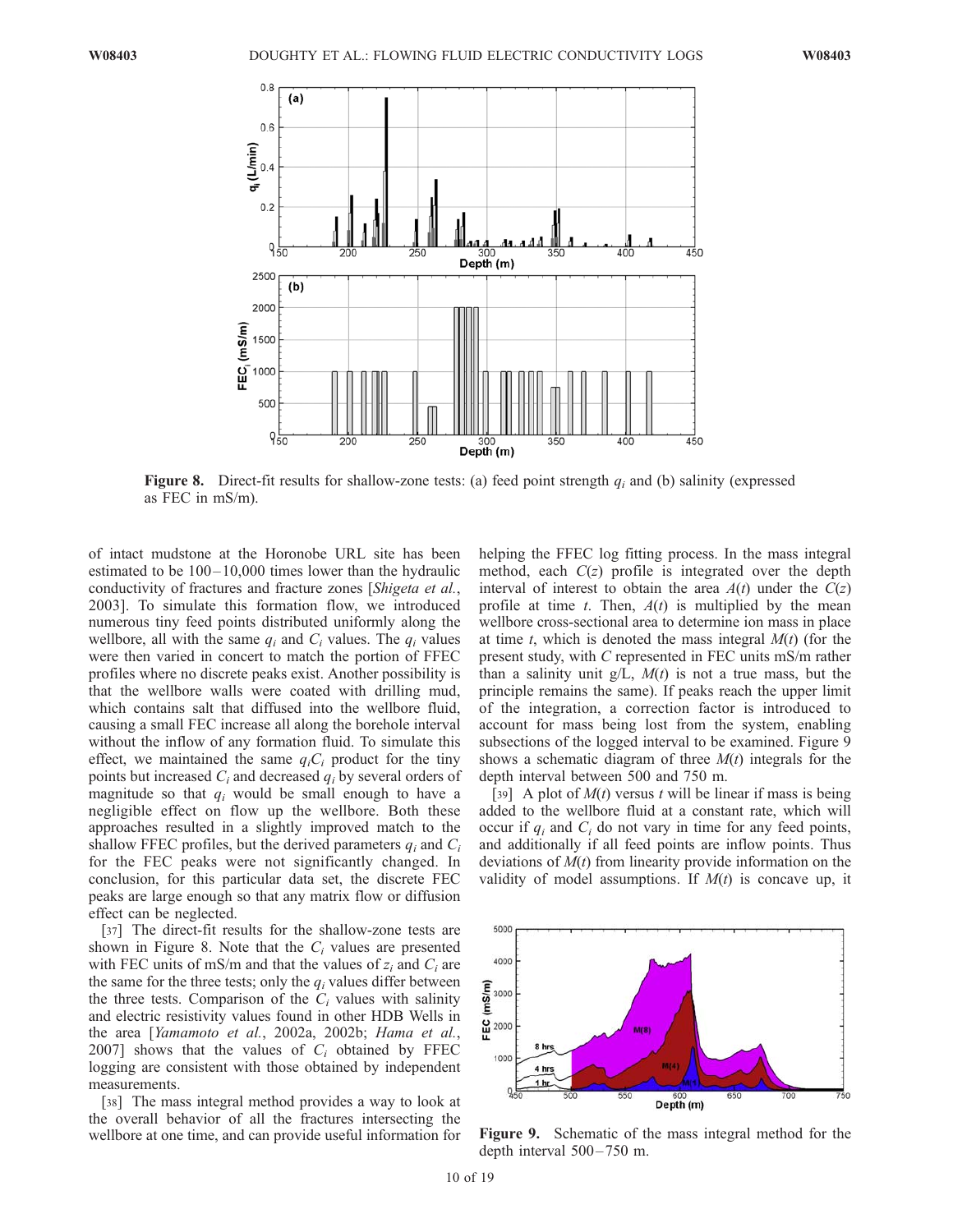**Figure 8.** Direct-fit results for shallow-zone tests: (a) feed point strength $q_i$ and (b) salinity (expressed as FEC in mS/m).

of intact mudstone at the Horonobe URL site has been estimated to be 100–10,000 times lower than the hydraulic conductivity of fractures and fracture zones [*Shigeta et al.*, 2003]. To simulate this formation flow, we introduced numerous tiny feed points distributed uniformly along the wellbore, all with the same $q_i$ and $C_i$ values. The $q_i$ values were then varied in concert to match the portion of FFEC profiles where no discrete peaks exist. Another possibility is that the wellbore walls were coated with drilling mud, which contains salt that diffused into the wellbore fluid, causing a small FEC increase all along the borehole interval without the inflow of any formation fluid. To simulate this effect, we maintained the same $q_iC_i$ product for the tiny points but increased $C_i$ and decreased $q_i$ by several orders of magnitude so that $q_i$ would be small enough to have a negligible effect on flow up the wellbore. Both these approaches resulted in a slightly improved match to the shallow FFEC profiles, but the derived parameters $q_i$ and $C_i$ for the FEC peaks were not significantly changed. In conclusion, for this particular data set, the discrete FEC peaks are large enough so that any matrix flow or diffusion effect can be neglected.

[37] The direct-fit results for the shallow-zone tests are shown in Figure 8. Note that the $C_i$ values are presented with FEC units of mS/m and that the values of $z_i$ and $C_i$ are the same for the three tests; only the $q_i$ values differ between the three tests. Comparison of the $C_i$ values with salinity and electric resistivity values found in other HDB Wells in the area [*Yamamoto et al.*, 2002a, 2002b; *Hama et al.*, 2007] shows that the values of $C_i$ obtained by FFEC logging are consistent with those obtained by independent measurements.

[38] The mass integral method provides a way to look at the overall behavior of all the fractures intersecting the wellbore at one time, and can provide useful information for helping the FFEC log fitting process. In the mass integral method, each $C(z)$ profile is integrated over the depth interval of interest to obtain the area $A(t)$ under the $C(z)$ profile at time $t$. Then, $A(t)$ is multiplied by the mean wellbore cross-sectional area to determine ion mass in place at time $t$, which is denoted the mass integral $M(t)$ (for the present study, with $C$ represented in FEC units mS/m rather than a salinity unit g/L, $M(t)$ is not a true mass, but the principle remains the same). If peaks reach the upper limit of the integration, a correction factor is introduced to account for mass being lost from the system, enabling subsections of the logged interval to be examined. Figure 9 shows a schematic diagram of three $M(t)$ integrals for the depth interval between 500 and 750 m.

[39] A plot of $M(t)$ versus $t$ will be linear if mass is being added to the wellbore fluid at a constant rate, which will occur if $q_i$ and $C_i$ do not vary in time for any feed points, and additionally if all feed points are inflow points. Thus deviations of $M(t)$ from linearity provide information on the validity of model assumptions. If $M(t)$ is concave up, it

**Figure 9.** Schematic of the mass integral method for the depth interval 500–750 m.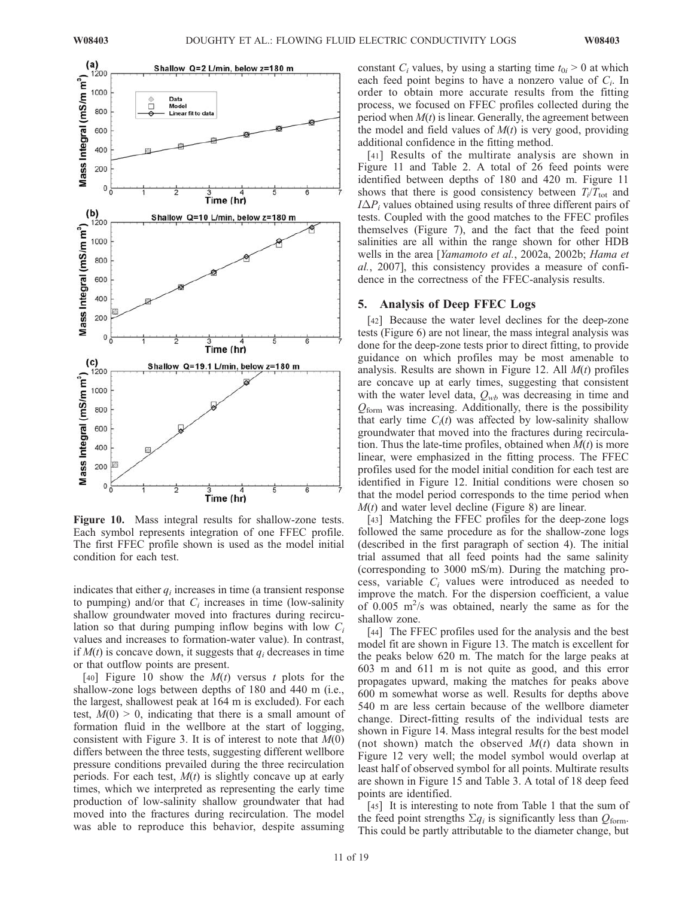**Figure 10.** Mass integral results for shallow-zone tests. Each symbol represents integration of one FFEC profile. The first FFEC profile shown is used as the model initial condition for each test.

indicates that either $q_i$ increases in time (a transient response to pumping) and/or that $C_i$ increases in time (low-salinity shallow groundwater moved into fractures during recirculation so that during pumping inflow begins with low $C_i$ values and increases to formation-water value). In contrast, if $M(t)$ is concave down, it suggests that $q_i$ decreases in time or that outflow points are present.

[40] Figure 10 show the $M(t)$ versus $t$ plots for the shallow-zone logs between depths of 180 and 440 m (i.e., the largest, shallowest peak at 164 m is excluded). For each test, $M(0) > 0$, indicating that there is a small amount of formation fluid in the wellbore at the start of logging, consistent with Figure 3. It is of interest to note that $M(0)$ differs between the three tests, suggesting different wellbore pressure conditions prevailed during the three recirculation periods. For each test, $M(t)$ is slightly concave up at early times, which we interpreted as representing the early time production of low-salinity shallow groundwater that had moved into the fractures during recirculation. The model was able to reproduce this behavior, despite assuming constant $C_i$ values, by using a starting time $t_{0i} > 0$ at which each feed point begins to have a nonzero value of $C_i$. In order to obtain more accurate results from the fitting process, we focused on FFEC profiles collected during the period when $M(t)$ is linear. Generally, the agreement between the model and field values of $M(t)$ is very good, providing additional confidence in the fitting method.

[41] Results of the multirate analysis are shown in Figure 11 and Table 2. A total of 26 feed points were identified between depths of 180 and 420 m. Figure 11 shows that there is good consistency between $T_i/T_{\text{tot}}$ and $I\Delta P_i$ values obtained using results of three different pairs of tests. Coupled with the good matches to the FFEC profiles themselves (Figure 7), and the fact that the feed point salinities are all within the range shown for other HDB wells in the area [*Yamamoto et al.*, 2002a, 2002b; *Hama et al.*, 2007], this consistency provides a measure of confidence in the correctness of the FFEC-analysis results.

## 5. Analysis of Deep FFEC Logs

[42] Because the water level declines for the deep-zone tests (Figure 6) are not linear, the mass integral analysis was done for the deep-zone tests prior to direct fitting, to provide guidance on which profiles may be most amenable to analysis. Results are shown in Figure 12. All $M(t)$ profiles are concave up at early times, suggesting that consistent with the water level data, $Q_{wb}$ was decreasing in time and $Q_{\text{form}}$ was increasing. Additionally, there is the possibility that early time $C_i(t)$ was affected by low-salinity shallow groundwater that moved into the fractures during recirculation. Thus the late-time profiles, obtained when $M(t)$ is more linear, were emphasized in the fitting process. The FFEC profiles used for the model initial condition for each test are identified in Figure 12. Initial conditions were chosen so that the model period corresponds to the time period when $M(t)$ and water level decline (Figure 8) are linear.

[43] Matching the FFEC profiles for the deep-zone logs followed the same procedure as for the shallow-zone logs (described in the first paragraph of section 4). The initial trial assumed that all feed points had the same salinity (corresponding to 3000 mS/m). During the matching process, variable $C_i$ values were introduced as needed to improve the match. For the dispersion coefficient, a value of 0.005 m$^2$/s was obtained, nearly the same as for the shallow zone.

[44] The FFEC profiles used for the analysis and the best model fit are shown in Figure 13. The match is excellent for the peaks below 620 m. The match for the large peaks at 603 m and 611 m is not quite as good, and this error propagates upward, making the matches for peaks above 600 m somewhat worse as well. Results for depths above 540 m are less certain because of the wellbore diameter change. Direct-fitting results of the individual tests are shown in Figure 14. Mass integral results for the best model (not shown) match the observed $M(t)$ data shown in Figure 12 very well; the model symbol would overlap at least half of observed symbol for all points. Multirate results are shown in Figure 15 and Table 3. A total of 18 deep feed points are identified.

[45] It is interesting to note from Table 1 that the sum of the feed point strengths $\Sigma q_i$ is significantly less than $Q_{\text{form}}$. This could be partly attributable to the diameter change, but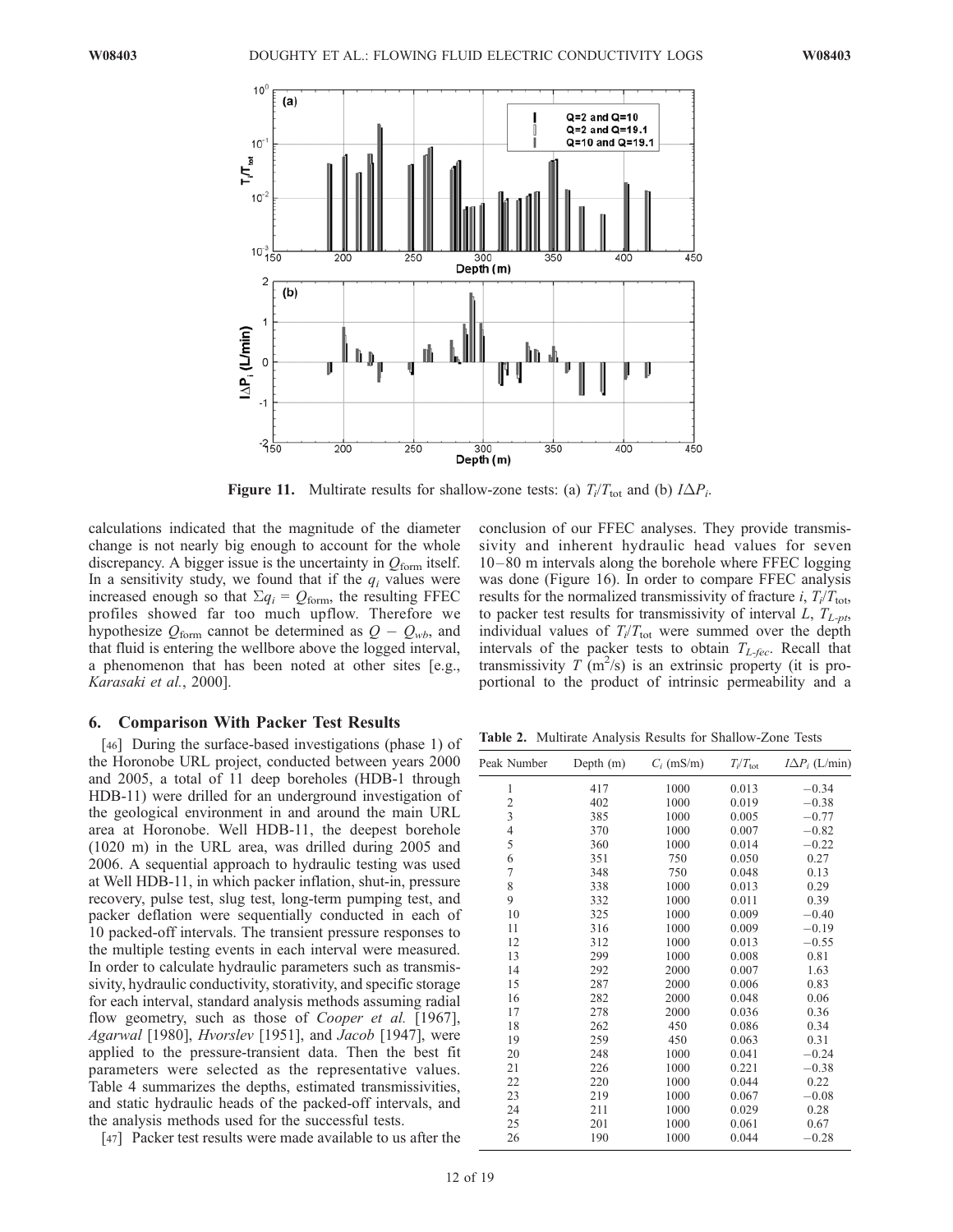Figure 11. Multirate results for shallow-zone tests: (a) $T_i/T_{tot}$ and (b) $I\Delta P_i$.

calculations indicated that the magnitude of the diameter change is not nearly big enough to account for the whole discrepancy. A bigger issue is the uncertainty in $Q_{form}$ itself. In a sensitivity study, we found that if the $q_i$ values were increased enough so that $\Sigma q_i = Q_{form}$, the resulting FFEC profiles showed far too much upflow. Therefore we hypothesize $Q_{form}$ cannot be determined as $Q - Q_{wb}$, and that fluid is entering the wellbore above the logged interval, a phenomenon that has been noted at other sites [e.g., *Karasaki et al.*, 2000].

## 6. Comparison With Packer Test Results

[46] During the surface-based investigations (phase 1) of the Horonobe URL project, conducted between years 2000 and 2005, a total of 11 deep boreholes (HDB-1 through HDB-11) were drilled for an underground investigation of the geological environment in and around the main URL area at Horonobe. Well HDB-11, the deepest borehole (1020 m) in the URL area, was drilled during 2005 and 2006. A sequential approach to hydraulic testing was used at Well HDB-11, in which packer inflation, shut-in, pressure recovery, pulse test, slug test, long-term pumping test, and packer deflation were sequentially conducted in each of 10 packed-off intervals. The transient pressure responses to the multiple testing events in each interval were measured. In order to calculate hydraulic parameters such as transmissivity, hydraulic conductivity, storativity, and specific storage for each interval, standard analysis methods assuming radial flow geometry, such as those of *Cooper et al.* [1967], *Agarwal* [1980], *Hvorslev* [1951], and *Jacob* [1947], were applied to the pressure-transient data. Then the best fit parameters were selected as the representative values. Table 4 summarizes the depths, estimated transmissivities, and static hydraulic heads of the packed-off intervals, and the analysis methods used for the successful tests.

[47] Packer test results were made available to us after the conclusion of our FFEC analyses. They provide transmissivity and inherent hydraulic head values for seven 10–80 m intervals along the borehole where FFEC logging was done (Figure 16). In order to compare FFEC analysis results for the normalized transmissivity of fracture $i$, $T_i/T_{tot}$, to packer test results for transmissivity of interval $L$, $T_{L\text{-}pt}$, individual values of $T_i/T_{tot}$ were summed over the depth intervals of the packer tests to obtain $T_{L\text{-}fec}$. Recall that transmissivity $T$ ($m^2/s$) is an extrinsic property (it is proportional to the product of intrinsic permeability and a

**Table 2.** Multirate Analysis Results for Shallow-Zone Tests

| Peak Number | Depth (m) | $C_i$ (mS/m) | $T_i/T_{tot}$ | $I\Delta P_i$ (L/min) |
|---|---|---|---|---|
| 1 | 417 | 1000 | 0.013 | −0.34 |
| 2 | 402 | 1000 | 0.019 | −0.38 |
| 3 | 385 | 1000 | 0.005 | −0.77 |
| 4 | 370 | 1000 | 0.007 | −0.82 |
| 5 | 360 | 1000 | 0.014 | −0.22 |
| 6 | 351 | 750 | 0.050 | 0.27 |
| 7 | 348 | 750 | 0.048 | 0.13 |
| 8 | 338 | 1000 | 0.013 | 0.29 |
| 9 | 332 | 1000 | 0.011 | 0.39 |
| 10 | 325 | 1000 | 0.009 | −0.40 |
| 11 | 316 | 1000 | 0.009 | −0.19 |
| 12 | 312 | 1000 | 0.013 | −0.55 |
| 13 | 299 | 1000 | 0.008 | 0.81 |
| 14 | 292 | 2000 | 0.007 | 1.63 |
| 15 | 287 | 2000 | 0.006 | 0.83 |
| 16 | 282 | 2000 | 0.048 | 0.06 |
| 17 | 278 | 2000 | 0.036 | 0.36 |
| 18 | 262 | 450 | 0.086 | 0.34 |
| 19 | 259 | 450 | 0.063 | 0.31 |
| 20 | 248 | 1000 | 0.041 | −0.24 |
| 21 | 226 | 1000 | 0.221 | −0.38 |
| 22 | 220 | 1000 | 0.044 | 0.22 |
| 23 | 219 | 1000 | 0.067 | −0.08 |
| 24 | 211 | 1000 | 0.029 | 0.28 |
| 25 | 201 | 1000 | 0.061 | 0.67 |
| 26 | 190 | 1000 | 0.044 | −0.28 |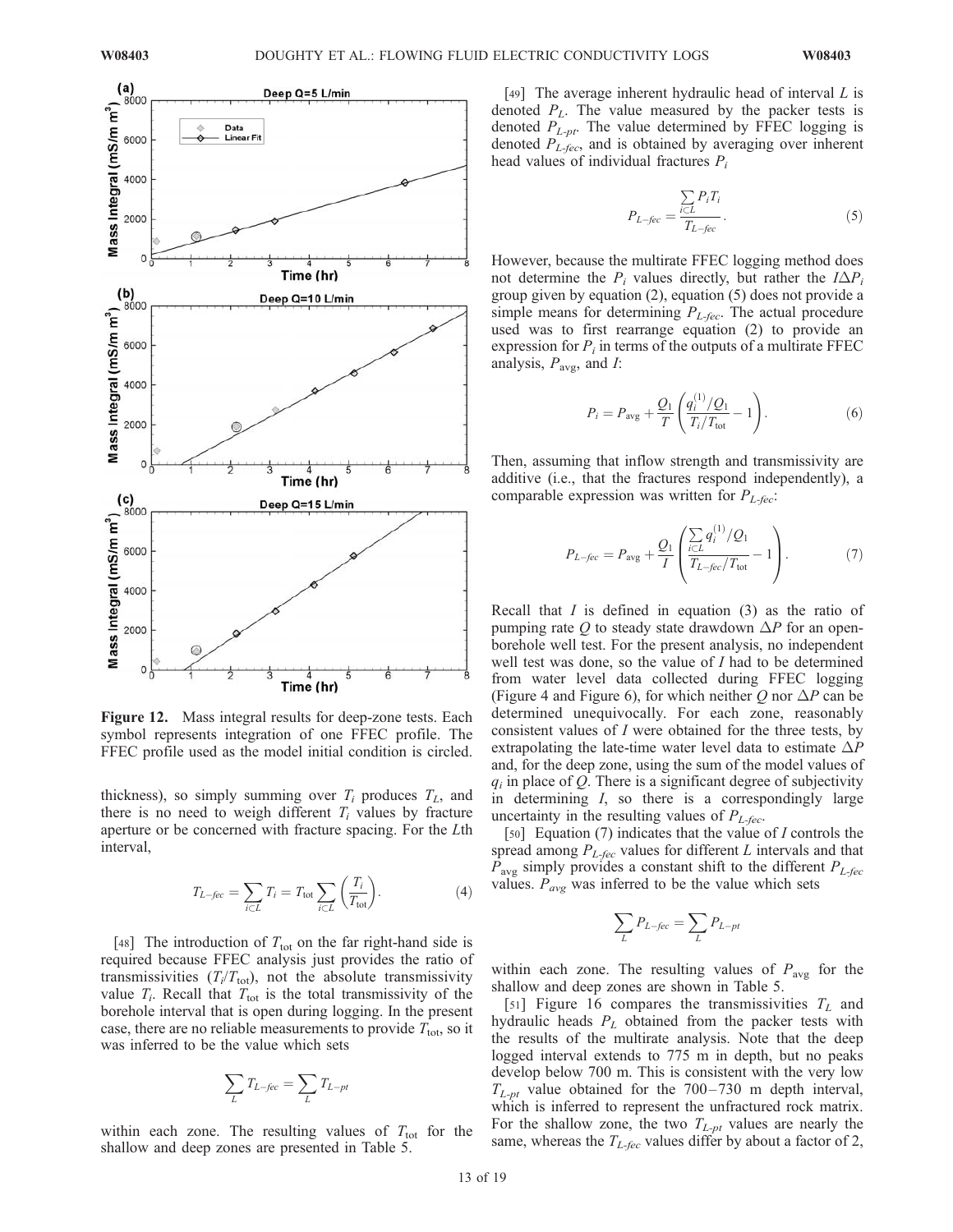**Figure 12.** Mass integral results for deep-zone tests. Each symbol represents integration of one FFEC profile. The FFEC profile used as the model initial condition is circled.

thickness), so simply summing over $T_i$ produces $T_L$, and there is no need to weigh different $T_i$ values by fracture aperture or be concerned with fracture spacing. For the $L$th interval,

$$T_{L-fec} = \sum_{i \subset L} T_i = T_{\text{tot}} \sum_{i \subset L} \left( \frac{T_i}{T_{\text{tot}}} \right). \tag{4}$$

[48] The introduction of $T_{\text{tot}}$ on the far right-hand side is required because FFEC analysis just provides the ratio of transmissivities ($T_i/T_{\text{tot}}$), not the absolute transmissivity value $T_i$. Recall that $T_{\text{tot}}$ is the total transmissivity of the borehole interval that is open during logging. In the present case, there are no reliable measurements to provide $T_{\text{tot}}$, so it was inferred to be the value which sets

$$\sum_L T_{L-fec} = \sum_L T_{L-pt}$$

within each zone. The resulting values of $T_{\text{tot}}$ for the shallow and deep zones are presented in Table 5.

[49] The average inherent hydraulic head of interval $L$ is denoted $P_L$. The value measured by the packer tests is denoted $P_{L-pt}$. The value determined by FFEC logging is denoted $P_{L-fec}$, and is obtained by averaging over inherent head values of individual fractures $P_i$

$$P_{L-fec} = \frac{\sum_{i \subset L} P_i T_i}{T_{L-fec}}. \tag{5}$$

However, because the multirate FFEC logging method does not determine the $P_i$ values directly, but rather the $I\Delta P_i$ group given by equation (2), equation (5) does not provide a simple means for determining $P_{L-fec}$. The actual procedure used was to first rearrange equation (2) to provide an expression for $P_i$ in terms of the outputs of a multirate FFEC analysis, $P_{\text{avg}}$, and $I$:

$$P_i = P_{\text{avg}} + \frac{Q_1}{T} \left( \frac{q_i^{(1)}/Q_1}{T_i/T_{\text{tot}}} - 1 \right). \tag{6}$$

Then, assuming that inflow strength and transmissivity are additive (i.e., that the fractures respond independently), a comparable expression was written for $P_{L-fec}$:

$$P_{L-fec} = P_{\text{avg}} + \frac{Q_1}{I} \left( \frac{\sum_{i \subset L} q_i^{(1)}/Q_1}{T_{L-fec}/T_{\text{tot}}} - 1 \right). \tag{7}$$

Recall that $I$ is defined in equation (3) as the ratio of pumping rate $Q$ to steady state drawdown $\Delta P$ for an open-borehole well test. For the present analysis, no independent well test was done, so the value of $I$ had to be determined from water level data collected during FFEC logging (Figure 4 and Figure 6), for which neither $Q$ nor $\Delta P$ can be determined unequivocally. For each zone, reasonably consistent values of $I$ were obtained for the three tests, by extrapolating the late-time water level data to estimate $\Delta P$ and, for the deep zone, using the sum of the model values of $q_i$ in place of $Q$. There is a significant degree of subjectivity in determining $I$, so there is a correspondingly large uncertainty in the resulting values of $P_{L-fec}$.

[50] Equation (7) indicates that the value of $I$ controls the spread among $P_{L-fec}$ values for different $L$ intervals and that $P_{\text{avg}}$ simply provides a constant shift to the different $P_{L-fec}$ values. $P_{avg}$ was inferred to be the value which sets

$$\sum_L P_{L-fec} = \sum_L P_{L-pt}$$

within each zone. The resulting values of $P_{\text{avg}}$ for the shallow and deep zones are shown in Table 5.

[51] Figure 16 compares the transmissivities $T_L$ and hydraulic heads $P_L$ obtained from the packer tests with the results of the multirate analysis. Note that the deep logged interval extends to 775 m in depth, but no peaks develop below 700 m. This is consistent with the very low $T_{L-pt}$ value obtained for the 700–730 m depth interval, which is inferred to represent the unfractured rock matrix. For the shallow zone, the two $T_{L-pt}$ values are nearly the same, whereas the $T_{L-fec}$ values differ by about a factor of 2,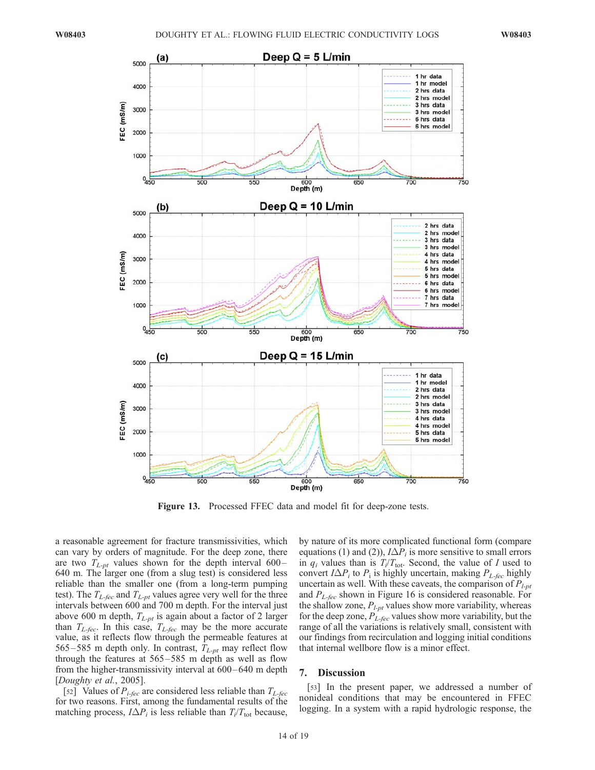**Figure 13.** Processed FFEC data and model fit for deep-zone tests.

a reasonable agreement for fracture transmissivities, which can vary by orders of magnitude. For the deep zone, there are two $T_{L\text{-}pt}$ values shown for the depth interval 600–640 m. The larger one (from a slug test) is considered less reliable than the smaller one (from a long-term pumping test). The $T_{L\text{-}fec}$ and $T_{L\text{-}pt}$ values agree very well for the three intervals between 600 and 700 m depth. For the interval just above 600 m depth, $T_{L\text{-}pt}$ is again about a factor of 2 larger than $T_{L\text{-}fec}$. In this case, $T_{L\text{-}fec}$ may be the more accurate value, as it reflects flow through the permeable features at 565–585 m depth only. In contrast, $T_{L\text{-}pt}$ may reflect flow through the features at 565–585 m depth as well as flow from the higher-transmissivity interval at 600–640 m depth [*Doughty et al.*, 2005].

[52] Values of $P_{i\text{-}fec}$ are considered less reliable than $T_{L\text{-}fec}$ for two reasons. First, among the fundamental results of the matching process, $I\Delta P_i$ is less reliable than $T_i/T_{\text{tot}}$ because, by nature of its more complicated functional form (compare equations (1) and (2)), $I\Delta P_i$ is more sensitive to small errors in $q_i$ values than is $T_i/T_{\text{tot}}$. Second, the value of $I$ used to convert $I\Delta P_i$ to $P_i$ is highly uncertain, making $P_{L\text{-}fec}$ highly uncertain as well. With these caveats, the comparison of $P_{l\text{-}pt}$ and $P_{L\text{-}fec}$ shown in Figure 16 is considered reasonable. For the shallow zone, $P_{l\text{-}pt}$ values show more variability, whereas for the deep zone, $P_{L\text{-}fec}$ values show more variability, but the range of all the variations is relatively small, consistent with our findings from recirculation and logging initial conditions that internal wellbore flow is a minor effect.

## 7. Discussion

[53] In the present paper, we addressed a number of nonideal conditions that may be encountered in FFEC logging. In a system with a rapid hydrologic response, the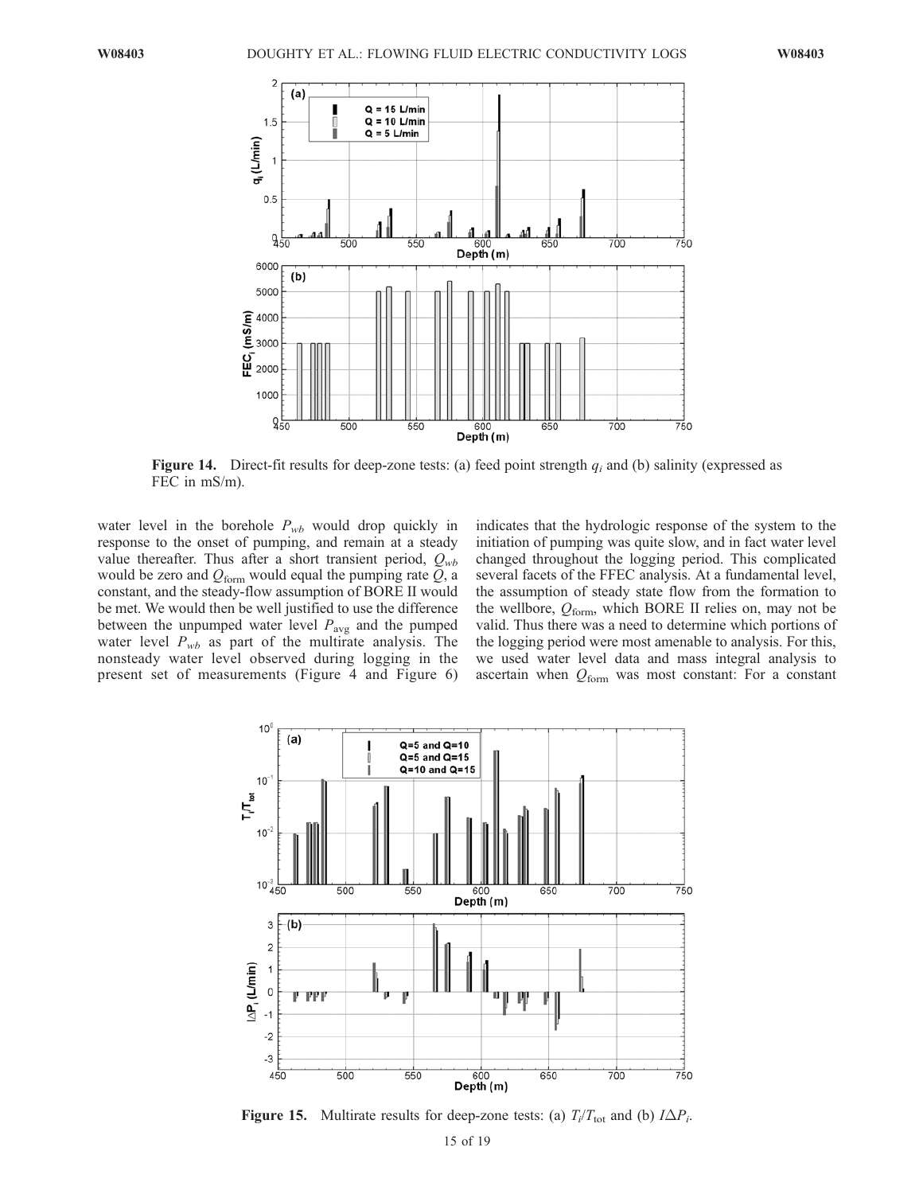**Figure 14.** Direct-fit results for deep-zone tests: (a) feed point strength $q_i$ and (b) salinity (expressed as FEC in mS/m).

water level in the borehole $P_{wb}$ would drop quickly in response to the onset of pumping, and remain at a steady value thereafter. Thus after a short transient period, $Q_{wb}$ would be zero and $Q_{\text{form}}$ would equal the pumping rate $Q$, a constant, and the steady-flow assumption of BORE II would be met. We would then be well justified to use the difference between the unpumped water level $P_{\text{avg}}$ and the pumped water level $P_{wb}$ as part of the multirate analysis. The nonsteady water level observed during logging in the present set of measurements (Figure 4 and Figure 6) indicates that the hydrologic response of the system to the initiation of pumping was quite slow, and in fact water level changed throughout the logging period. This complicated several facets of the FFEC analysis. At a fundamental level, the assumption of steady state flow from the formation to the wellbore, $Q_{\text{form}}$, which BORE II relies on, may not be valid. Thus there was a need to determine which portions of the logging period were most amenable to analysis. For this, we used water level data and mass integral analysis to ascertain when $Q_{\text{form}}$ was most constant: For a constant

**Figure 15.** Multirate results for deep-zone tests: (a) $T_i/T_{\text{tot}}$ and (b) $I\Delta P_i$.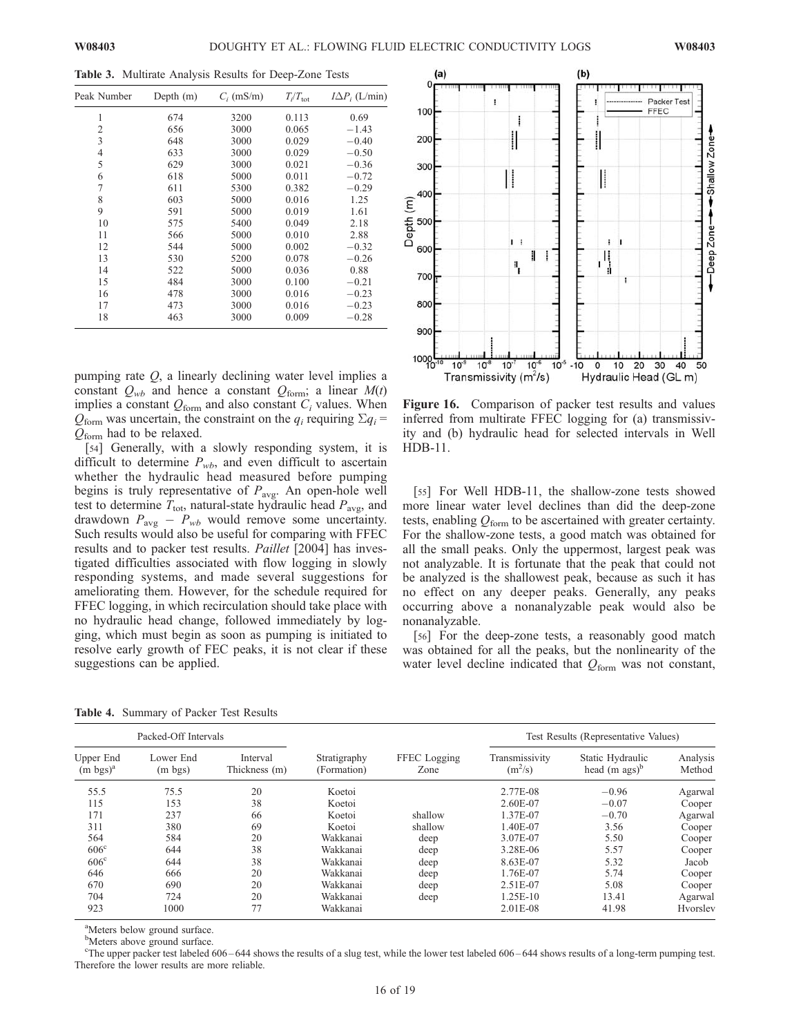**Table 3.** Multirate Analysis Results for Deep-Zone Tests

| Peak Number | Depth (m) | $C_i$ (mS/m) | $T_i/T_{tot}$ | $I\Delta P_i$ (L/min) |
|---|---|---|---|---|
| 1 | 674 | 3200 | 0.113 | 0.69 |
| 2 | 656 | 3000 | 0.065 | −1.43 |
| 3 | 648 | 3000 | 0.029 | −0.40 |
| 4 | 633 | 3000 | 0.029 | −0.50 |
| 5 | 629 | 3000 | 0.021 | −0.36 |
| 6 | 618 | 5000 | 0.011 | −0.72 |
| 7 | 611 | 5300 | 0.382 | −0.29 |
| 8 | 603 | 5000 | 0.016 | 1.25 |
| 9 | 591 | 5000 | 0.019 | 1.61 |
| 10 | 575 | 5400 | 0.049 | 2.18 |
| 11 | 566 | 5000 | 0.010 | 2.88 |
| 12 | 544 | 5000 | 0.002 | −0.32 |
| 13 | 530 | 5200 | 0.078 | −0.26 |
| 14 | 522 | 5000 | 0.036 | 0.88 |
| 15 | 484 | 3000 | 0.100 | −0.21 |
| 16 | 478 | 3000 | 0.016 | −0.23 |
| 17 | 473 | 3000 | 0.016 | −0.23 |
| 18 | 463 | 3000 | 0.009 | −0.28 |

pumping rate $Q$, a linearly declining water level implies a constant $Q_{wb}$ and hence a constant $Q_{form}$; a linear $M(t)$ implies a constant $Q_{form}$ and also constant $C_i$ values. When $Q_{form}$ was uncertain, the constraint on the $q_i$ requiring $\Sigma q_i = Q_{form}$ had to be relaxed.

[54] Generally, with a slowly responding system, it is difficult to determine $P_{wb}$, and even difficult to ascertain whether the hydraulic head measured before pumping begins is truly representative of $P_{avg}$. An open-hole well test to determine $T_{tot}$, natural-state hydraulic head $P_{avg}$, and drawdown $P_{avg} - P_{wb}$ would remove some uncertainty. Such results would also be useful for comparing with FFEC results and to packer test results. *Paillet* [2004] has investigated difficulties associated with flow logging in slowly responding systems, and made several suggestions for ameliorating them. However, for the schedule required for FFEC logging, in which recirculation should take place with no hydraulic head change, followed immediately by logging, which must begin as soon as pumping is initiated to resolve early growth of FEC peaks, it is not clear if these suggestions can be applied.

**Figure 16.** Comparison of packer test results and values inferred from multirate FFEC logging for (a) transmissivity and (b) hydraulic head for selected intervals in Well HDB-11.

[55] For Well HDB-11, the shallow-zone tests showed more linear water level declines than did the deep-zone tests, enabling $Q_{form}$ to be ascertained with greater certainty. For the shallow-zone tests, a good match was obtained for all the small peaks. Only the uppermost, largest peak was not analyzable. It is fortunate that the peak that could not be analyzed is the shallowest peak, because as such it has no effect on any deeper peaks. Generally, any peaks occurring above a nonanalyzable peak would also be nonanalyzable.

[56] For the deep-zone tests, a reasonably good match was obtained for all the peaks, but the nonlinearity of the water level decline indicated that $Q_{form}$ was not constant,

**Table 4.** Summary of Packer Test Results

| Packed-Off Intervals | | | | | Test Results (Representative Values) | | |
|---|---|---|---|---|---|---|---|
| Upper End (m bgs)[a] | Lower End (m bgs) | Interval Thickness (m) | Stratigraphy (Formation) | FFEC Logging Zone | Transmissivity ($m^2$/s) | Static Hydraulic head (m ags)[b] | Analysis Method |
| 55.5 | 75.5 | 20 | Koetoi | | 2.77E-08 | −0.96 | Agarwal |
| 115 | 153 | 38 | Koetoi | | 2.60E-07 | −0.07 | Cooper |
| 171 | 237 | 66 | Koetoi | shallow | 1.37E-07 | −0.70 | Agarwal |
| 311 | 380 | 69 | Koetoi | shallow | 1.40E-07 | 3.56 | Cooper |
| 564 | 584 | 20 | Wakkanai | deep | 3.07E-07 | 5.50 | Cooper |
| 606[c] | 644 | 38 | Wakkanai | deep | 3.28E-06 | 5.57 | Cooper |
| 606[c] | 644 | 38 | Wakkanai | deep | 8.63E-07 | 5.32 | Jacob |
| 646 | 666 | 20 | Wakkanai | deep | 1.76E-07 | 5.74 | Cooper |
| 670 | 690 | 20 | Wakkanai | deep | 2.51E-07 | 5.08 | Cooper |
| 704 | 724 | 20 | Wakkanai | deep | 1.25E-10 | 13.41 | Agarwal |
| 923 | 1000 | 77 | Wakkanai | | 2.01E-08 | 41.98 | Hvorslev |

[a]Meters below ground surface.

[b]Meters above ground surface.

[c]The upper packer test labeled 606–644 shows the results of a slug test, while the lower test labeled 606–644 shows results of a long-term pumping test. Therefore the lower results are more reliable.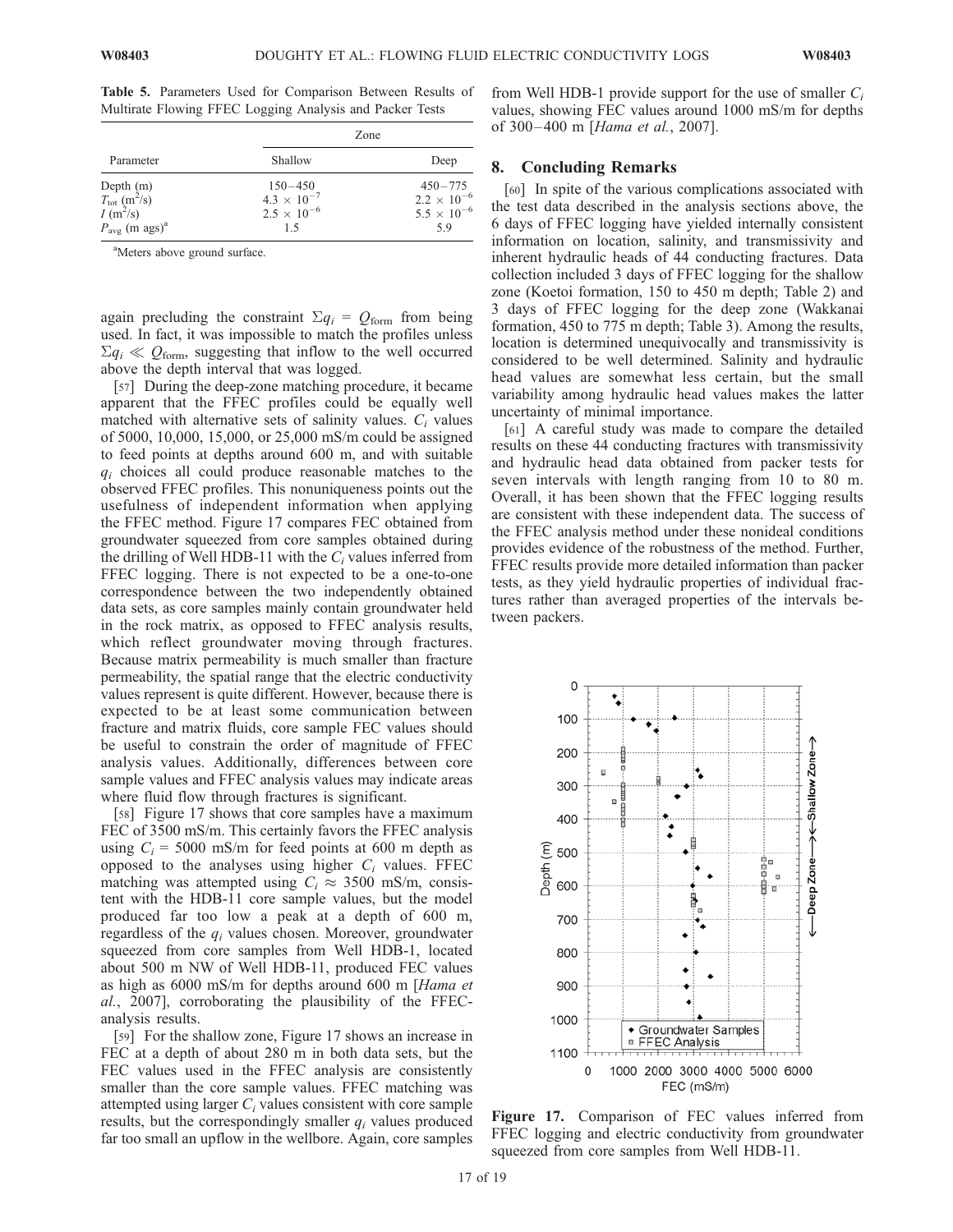**Table 5.** Parameters Used for Comparison Between Results of Multirate Flowing FFEC Logging Analysis and Packer Tests

| Parameter | Zone | |
|---|---|---|
| | Shallow | Deep |
| Depth (m) | 150–450 | 450–775 |
| $T_{\rm tot}$ (m$^2$/s) | $4.3 \times 10^{-7}$ | $2.2 \times 10^{-6}$ |
| $I$ (m$^2$/s) | $2.5 \times 10^{-6}$ | $5.5 \times 10^{-6}$ |
| $P_{\rm avg}$ (m ags)[a] | 1.5 | 5.9 |

[a]Meters above ground surface.

again precluding the constraint $\Sigma q_i = Q_{\rm form}$ from being used. In fact, it was impossible to match the profiles unless $\Sigma q_i \ll Q_{\rm form}$, suggesting that inflow to the well occurred above the depth interval that was logged.

[57] During the deep-zone matching procedure, it became apparent that the FFEC profiles could be equally well matched with alternative sets of salinity values. $C_i$ values of 5000, 10,000, 15,000, or 25,000 mS/m could be assigned to feed points at depths around 600 m, and with suitable $q_i$ choices all could produce reasonable matches to the observed FFEC profiles. This nonuniqueness points out the usefulness of independent information when applying the FFEC method. Figure 17 compares FEC obtained from groundwater squeezed from core samples obtained during the drilling of Well HDB-11 with the $C_i$ values inferred from FFEC logging. There is not expected to be a one-to-one correspondence between the two independently obtained data sets, as core samples mainly contain groundwater held in the rock matrix, as opposed to FFEC analysis results, which reflect groundwater moving through fractures. Because matrix permeability is much smaller than fracture permeability, the spatial range that the electric conductivity values represent is quite different. However, because there is expected to be at least some communication between fracture and matrix fluids, core sample FEC values should be useful to constrain the order of magnitude of FFEC analysis values. Additionally, differences between core sample values and FFEC analysis values may indicate areas where fluid flow through fractures is significant.

[58] Figure 17 shows that core samples have a maximum FEC of 3500 mS/m. This certainly favors the FFEC analysis using $C_i$ = 5000 mS/m for feed points at 600 m depth as opposed to the analyses using higher $C_i$ values. FFEC matching was attempted using $C_i \approx$ 3500 mS/m, consistent with the HDB-11 core sample values, but the model produced far too low a peak at a depth of 600 m, regardless of the $q_i$ values chosen. Moreover, groundwater squeezed from core samples from Well HDB-1, located about 500 m NW of Well HDB-11, produced FEC values as high as 6000 mS/m for depths around 600 m [*Hama et al.*, 2007], corroborating the plausibility of the FFEC-analysis results.

[59] For the shallow zone, Figure 17 shows an increase in FEC at a depth of about 280 m in both data sets, but the FEC values used in the FFEC analysis are consistently smaller than the core sample values. FFEC matching was attempted using larger $C_i$ values consistent with core sample results, but the correspondingly smaller $q_i$ values produced far too small an upflow in the wellbore. Again, core samples from Well HDB-1 provide support for the use of smaller $C_i$ values, showing FEC values around 1000 mS/m for depths of 300–400 m [*Hama et al.*, 2007].

## 8. Concluding Remarks

[60] In spite of the various complications associated with the test data described in the analysis sections above, the 6 days of FFEC logging have yielded internally consistent information on location, salinity, and transmissivity and inherent hydraulic heads of 44 conducting fractures. Data collection included 3 days of FFEC logging for the shallow zone (Koetoi formation, 150 to 450 m depth; Table 2) and 3 days of FFEC logging for the deep zone (Wakkanai formation, 450 to 775 m depth; Table 3). Among the results, location is determined unequivocally and transmissivity is considered to be well determined. Salinity and hydraulic head values are somewhat less certain, but the small variability among hydraulic head values makes the latter uncertainty of minimal importance.

[61] A careful study was made to compare the detailed results on these 44 conducting fractures with transmissivity and hydraulic head data obtained from packer tests for seven intervals with length ranging from 10 to 80 m. Overall, it has been shown that the FFEC logging results are consistent with these independent data. The success of the FFEC analysis method under these nonideal conditions provides evidence of the robustness of the method. Further, FFEC results provide more detailed information than packer tests, as they yield hydraulic properties of individual fractures rather than averaged properties of the intervals between packers.

**Figure 17.** Comparison of FEC values inferred from FFEC logging and electric conductivity from groundwater squeezed from core samples from Well HDB-11.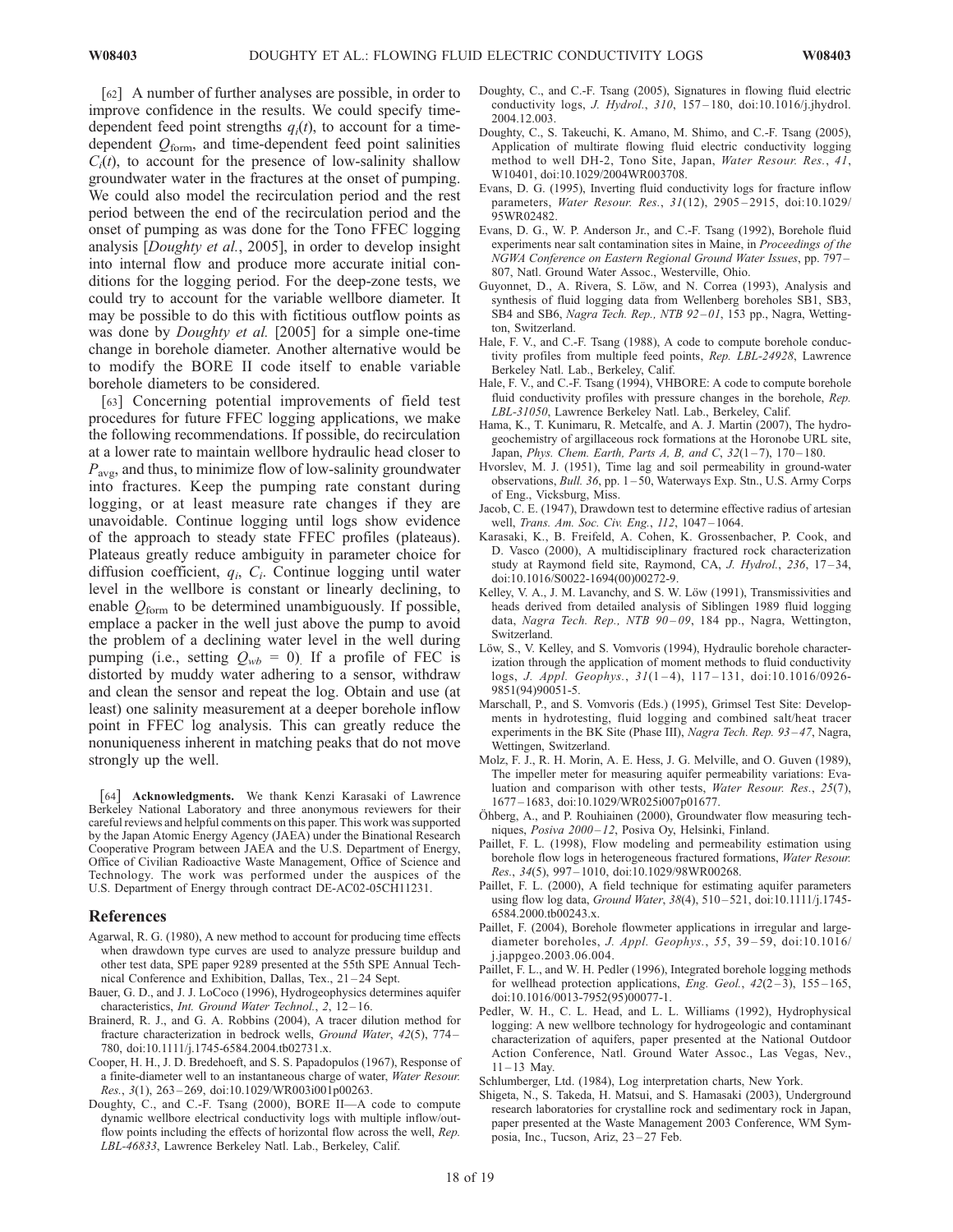[62] A number of further analyses are possible, in order to improve confidence in the results. We could specify time-dependent feed point strengths $q_i(t)$, to account for a time-dependent $Q_{\mathrm{form}}$, and time-dependent feed point salinities $C_i(t)$, to account for the presence of low-salinity shallow groundwater water in the fractures at the onset of pumping. We could also model the recirculation period and the rest period between the end of the recirculation period and the onset of pumping as was done for the Tono FFEC logging analysis [*Doughty et al.*, 2005], in order to develop insight into internal flow and produce more accurate initial conditions for the logging period. For the deep-zone tests, we could try to account for the variable wellbore diameter. It may be possible to do this with fictitious outflow points as was done by *Doughty et al.* [2005] for a simple one-time change in borehole diameter. Another alternative would be to modify the BORE II code itself to enable variable borehole diameters to be considered.

[63] Concerning potential improvements of field test procedures for future FFEC logging applications, we make the following recommendations. If possible, do recirculation at a lower rate to maintain wellbore hydraulic head closer to $P_{\mathrm{avg}}$, and thus, to minimize flow of low-salinity groundwater into fractures. Keep the pumping rate constant during logging, or at least measure rate changes if they are unavoidable. Continue logging until logs show evidence of the approach to steady state FFEC profiles (plateaus). Plateaus greatly reduce ambiguity in parameter choice for diffusion coefficient, $q_i$, $C_i$. Continue logging until water level in the wellbore is constant or linearly declining, to enable $Q_{\mathrm{form}}$ to be determined unambiguously. If possible, emplace a packer in the well just above the pump to avoid the problem of a declining water level in the well during pumping (i.e., setting $Q_{wb}$ = 0). If a profile of FEC is distorted by muddy water adhering to a sensor, withdraw and clean the sensor and repeat the log. Obtain and use (at least) one salinity measurement at a deeper borehole inflow point in FFEC log analysis. This can greatly reduce the nonuniqueness inherent in matching peaks that do not move strongly up the well.

[64] **Acknowledgments.** We thank Kenzi Karasaki of Lawrence Berkeley National Laboratory and three anonymous reviewers for their careful reviews and helpful comments on this paper. This work was supported by the Japan Atomic Energy Agency (JAEA) under the Binational Research Cooperative Program between JAEA and the U.S. Department of Energy, Office of Civilian Radioactive Waste Management, Office of Science and Technology. The work was performed under the auspices of the U.S. Department of Energy through contract DE-AC02-05CH11231.

## References

Agarwal, R. G. (1980), A new method to account for producing time effects when drawdown type curves are used to analyze pressure buildup and other test data, SPE paper 9289 presented at the 55th SPE Annual Technical Conference and Exhibition, Dallas, Tex., 21–24 Sept.

Bauer, G. D., and J. J. LoCoco (1996), Hydrogeophysics determines aquifer characteristics, *Int. Ground Water Technol.*, *2*, 12–16.

Brainerd, R. J., and G. A. Robbins (2004), A tracer dilution method for fracture characterization in bedrock wells, *Ground Water*, *42*(5), 774–780, doi:10.1111/j.1745-6584.2004.tb02731.x.

Cooper, H. H., J. D. Bredehoeft, and S. S. Papadopulos (1967), Response of a finite-diameter well to an instantaneous charge of water, *Water Resour. Res.*, *3*(1), 263–269, doi:10.1029/WR003i001p00263.

Doughty, C., and C.-F. Tsang (2000), BORE II—A code to compute dynamic wellbore electrical conductivity logs with multiple inflow/outflow points including the effects of horizontal flow across the well, *Rep. LBL-46833*, Lawrence Berkeley Natl. Lab., Berkeley, Calif.

Doughty, C., and C.-F. Tsang (2005), Signatures in flowing fluid electric conductivity logs, *J. Hydrol.*, *310*, 157–180, doi:10.1016/j.jhydrol.2004.12.003.

Doughty, C., S. Takeuchi, K. Amano, M. Shimo, and C.-F. Tsang (2005), Application of multirate flowing fluid electric conductivity logging method to well DH-2, Tono Site, Japan, *Water Resour. Res.*, *41*, W10401, doi:10.1029/2004WR003708.

Evans, D. G. (1995), Inverting fluid conductivity logs for fracture inflow parameters, *Water Resour. Res.*, *31*(12), 2905–2915, doi:10.1029/95WR02482.

Evans, D. G., W. P. Anderson Jr., and C.-F. Tsang (1992), Borehole fluid experiments near salt contamination sites in Maine, in *Proceedings of the NGWA Conference on Eastern Regional Ground Water Issues*, pp. 797–807, Natl. Ground Water Assoc., Westerville, Ohio.

Guyonnet, D., A. Rivera, S. Löw, and N. Correa (1993), Analysis and synthesis of fluid logging data from Wellenberg boreholes SB1, SB3, SB4 and SB6, *Nagra Tech. Rep., NTB 92–01*, 153 pp., Nagra, Wettington, Switzerland.

Hale, F. V., and C.-F. Tsang (1988), A code to compute borehole conductivity profiles from multiple feed points, *Rep. LBL-24928*, Lawrence Berkeley Natl. Lab., Berkeley, Calif.

Hale, F. V., and C.-F. Tsang (1994), VHBORE: A code to compute borehole fluid conductivity profiles with pressure changes in the borehole, *Rep. LBL-31050*, Lawrence Berkeley Natl. Lab., Berkeley, Calif.

Hama, K., T. Kunimaru, R. Metcalfe, and A. J. Martin (2007), The hydrogeochemistry of argillaceous rock formations at the Horonobe URL site, Japan, *Phys. Chem. Earth, Parts A, B, and C*, *32*(1–7), 170–180.

Hvorslev, M. J. (1951), Time lag and soil permeability in ground-water observations, *Bull. 36*, pp. 1–50, Waterways Exp. Stn., U.S. Army Corps of Eng., Vicksburg, Miss.

Jacob, C. E. (1947), Drawdown test to determine effective radius of artesian well, *Trans. Am. Soc. Civ. Eng.*, *112*, 1047–1064.

Karasaki, K., B. Freifeld, A. Cohen, K. Grossenbacher, P. Cook, and D. Vasco (2000), A multidisciplinary fractured rock characterization study at Raymond field site, Raymond, CA, *J. Hydrol.*, *236*, 17–34, doi:10.1016/S0022-1694(00)00272-9.

Kelley, V. A., J. M. Lavanchy, and S. W. Löw (1991), Transmissivities and heads derived from detailed analysis of Siblingen 1989 fluid logging data, *Nagra Tech. Rep., NTB 90–09*, 184 pp., Nagra, Wettington, Switzerland.

Löw, S., V. Kelley, and S. Vomvoris (1994), Hydraulic borehole characterization through the application of moment methods to fluid conductivity logs, *J. Appl. Geophys.*, *31*(1–4), 117–131, doi:10.1016/0926-9851(94)90051-5.

Marschall, P., and S. Vomvoris (Eds.) (1995), Grimsel Test Site: Developments in hydrotesting, fluid logging and combined salt/heat tracer experiments in the BK Site (Phase III), *Nagra Tech. Rep. 93–47*, Nagra, Wettingen, Switzerland.

Molz, F. J., R. H. Morin, A. E. Hess, J. G. Melville, and O. Guven (1989), The impeller meter for measuring aquifer permeability variations: Evaluation and comparison with other tests, *Water Resour. Res.*, *25*(7), 1677–1683, doi:10.1029/WR025i007p01677.

Öhberg, A., and P. Rouhiainen (2000), Groundwater flow measuring techniques, *Posiva 2000–12*, Posiva Oy, Helsinki, Finland.

Paillet, F. L. (1998), Flow modeling and permeability estimation using borehole flow logs in heterogeneous fractured formations, *Water Resour. Res.*, *34*(5), 997–1010, doi:10.1029/98WR00268.

Paillet, F. L. (2000), A field technique for estimating aquifer parameters using flow log data, *Ground Water*, *38*(4), 510–521, doi:10.1111/j.1745-6584.2000.tb00243.x.

Paillet, F. (2004), Borehole flowmeter applications in irregular and large-diameter boreholes, *J. Appl. Geophys.*, *55*, 39–59, doi:10.1016/j.jappgeo.2003.06.004.

Paillet, F. L., and W. H. Pedler (1996), Integrated borehole logging methods for wellhead protection applications, *Eng. Geol.*, *42*(2–3), 155–165, doi:10.1016/0013-7952(95)00077-1.

Pedler, W. H., C. L. Head, and L. L. Williams (1992), Hydrophysical logging: A new wellbore technology for hydrogeologic and contaminant characterization of aquifers, paper presented at the National Outdoor Action Conference, Natl. Ground Water Assoc., Las Vegas, Nev., 11–13 May.

Schlumberger, Ltd. (1984), Log interpretation charts, New York.

Shigeta, N., S. Takeda, H. Matsui, and S. Hamasaki (2003), Underground research laboratories for crystalline rock and sedimentary rock in Japan, paper presented at the Waste Management 2003 Conference, WM Symposia, Inc., Tucson, Ariz, 23–27 Feb.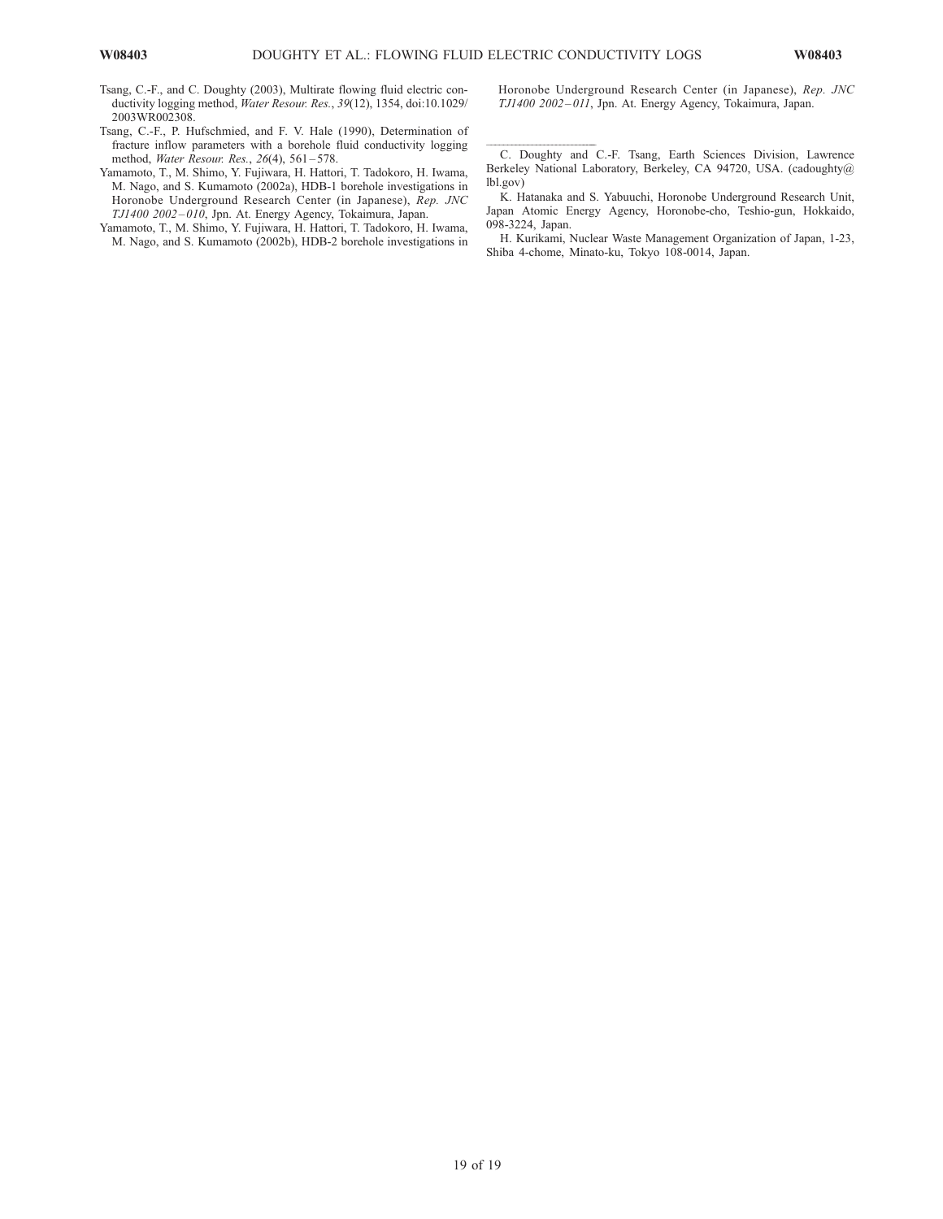Tsang, C.-F., and C. Doughty (2003), Multirate flowing fluid electric conductivity logging method, *Water Resour. Res.*, *39*(12), 1354, doi:10.1029/2003WR002308.

Tsang, C.-F., P. Hufschmied, and F. V. Hale (1990), Determination of fracture inflow parameters with a borehole fluid conductivity logging method, *Water Resour. Res.*, *26*(4), 561–578.

Yamamoto, T., M. Shimo, Y. Fujiwara, H. Hattori, T. Tadokoro, H. Iwama, M. Nago, and S. Kumamoto (2002a), HDB-1 borehole investigations in Horonobe Underground Research Center (in Japanese), *Rep. JNC TJ1400 2002–010*, Jpn. At. Energy Agency, Tokaimura, Japan.

Yamamoto, T., M. Shimo, Y. Fujiwara, H. Hattori, T. Tadokoro, H. Iwama, M. Nago, and S. Kumamoto (2002b), HDB-2 borehole investigations in Horonobe Underground Research Center (in Japanese), *Rep. JNC TJ1400 2002–011*, Jpn. At. Energy Agency, Tokaimura, Japan.

---

C. Doughty and C.-F. Tsang, Earth Sciences Division, Lawrence Berkeley National Laboratory, Berkeley, CA 94720, USA. (cadoughty@lbl.gov)

K. Hatanaka and S. Yabuuchi, Horonobe Underground Research Unit, Japan Atomic Energy Agency, Horonobe-cho, Teshio-gun, Hokkaido, 098-3224, Japan.

H. Kurikami, Nuclear Waste Management Organization of Japan, 1-23, Shiba 4-chome, Minato-ku, Tokyo 108-0014, Japan.